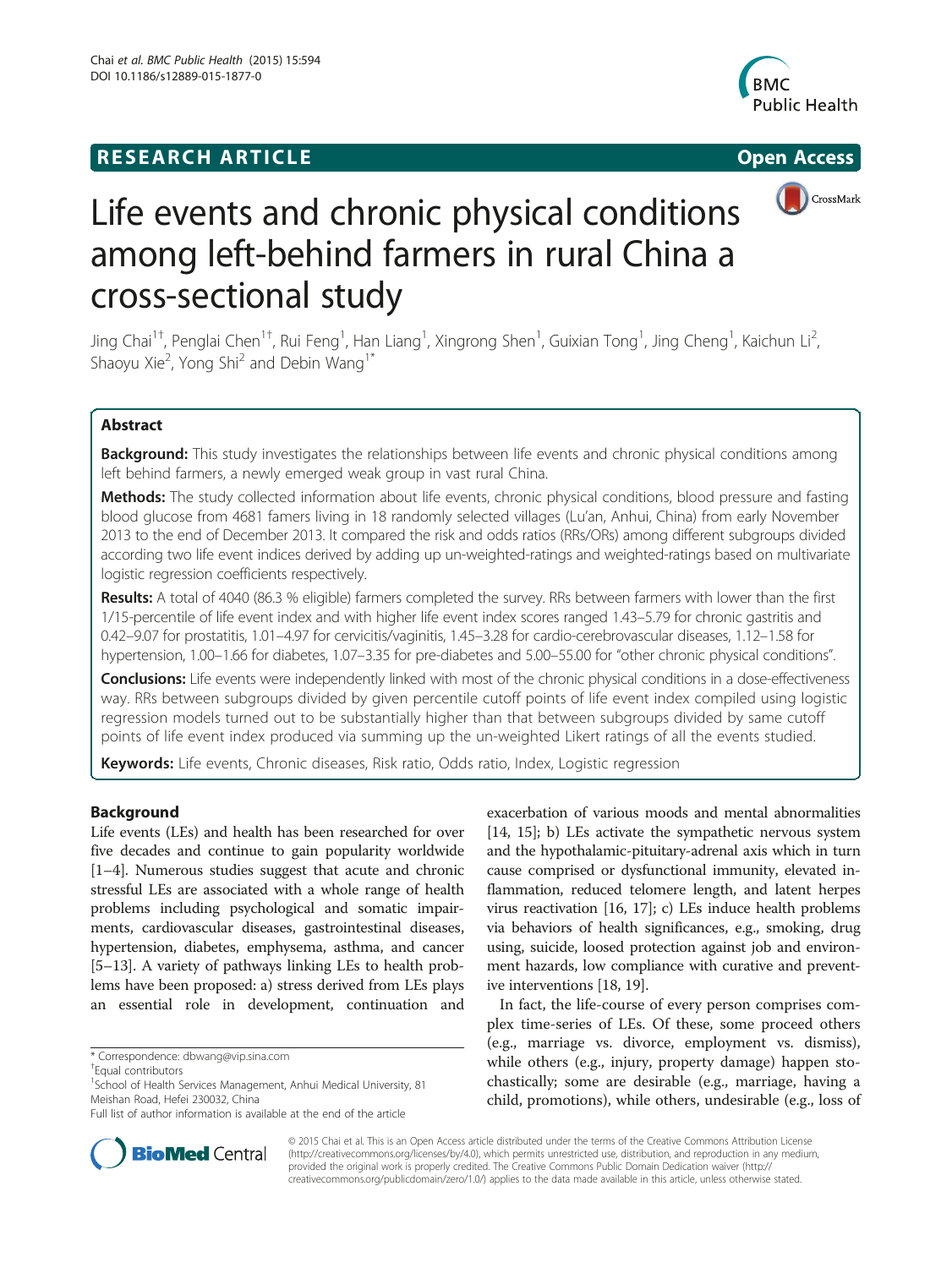RESEARCH ARTICLE

Open Access

# Life events and chronic physical conditions among left-behind farmers in rural China a cross-sectional study

Jing Chai[1†], Penglai Chen[1†], Rui Feng[1], Han Liang[1], Xingrong Shen[1], Guixian Tong[1], Jing Cheng[1], Kaichun Li[2], Shaoyu Xie[2], Yong Shi[2] and Debin Wang[1*]

## Abstract

**Background:** This study investigates the relationships between life events and chronic physical conditions among left behind farmers, a newly emerged weak group in vast rural China.

**Methods:** The study collected information about life events, chronic physical conditions, blood pressure and fasting blood glucose from 4681 famers living in 18 randomly selected villages (Lu'an, Anhui, China) from early November 2013 to the end of December 2013. It compared the risk and odds ratios (RRs/ORs) among different subgroups divided according two life event indices derived by adding up un-weighted-ratings and weighted-ratings based on multivariate logistic regression coefficients respectively.

**Results:** A total of 4040 (86.3 % eligible) farmers completed the survey. RRs between farmers with lower than the first 1/15-percentile of life event index and with higher life event index scores ranged 1.43–5.79 for chronic gastritis and 0.42–9.07 for prostatitis, 1.01–4.97 for cervicitis/vaginitis, 1.45–3.28 for cardio-cerebrovascular diseases, 1.12–1.58 for hypertension, 1.00–1.66 for diabetes, 1.07–3.35 for pre-diabetes and 5.00–55.00 for "other chronic physical conditions".

**Conclusions:** Life events were independently linked with most of the chronic physical conditions in a dose-effectiveness way. RRs between subgroups divided by given percentile cutoff points of life event index compiled using logistic regression models turned out to be substantially higher than that between subgroups divided by same cutoff points of life event index produced via summing up the un-weighted Likert ratings of all the events studied.

**Keywords:** Life events, Chronic diseases, Risk ratio, Odds ratio, Index, Logistic regression

## Background

Life events (LEs) and health has been researched for over five decades and continue to gain popularity worldwide [1–4]. Numerous studies suggest that acute and chronic stressful LEs are associated with a whole range of health problems including psychological and somatic impairments, cardiovascular diseases, gastrointestinal diseases, hypertension, diabetes, emphysema, asthma, and cancer [5–13]. A variety of pathways linking LEs to health problems have been proposed: a) stress derived from LEs plays an essential role in development, continuation and exacerbation of various moods and mental abnormalities [14, 15]; b) LEs activate the sympathetic nervous system and the hypothalamic-pituitary-adrenal axis which in turn cause comprised or dysfunctional immunity, elevated inflammation, reduced telomere length, and latent herpes virus reactivation [16, 17]; c) LEs induce health problems via behaviors of health significances, e.g., smoking, drug using, suicide, loosed protection against job and environment hazards, low compliance with curative and preventive interventions [18, 19].

In fact, the life-course of every person comprises complex time-series of LEs. Of these, some proceed others (e.g., marriage vs. divorce, employment vs. dismiss), while others (e.g., injury, property damage) happen stochastically; some are desirable (e.g., marriage, having a child, promotions), while others, undesirable (e.g., loss of

\* Correspondence: dbwang@vip.sina.com
†Equal contributors
[1]School of Health Services Management, Anhui Medical University, 81 Meishan Road, Hefei 230032, China
Full list of author information is available at the end of the article

© 2015 Chai et al. This is an Open Access article distributed under the terms of the Creative Commons Attribution License (http://creativecommons.org/licenses/by/4.0), which permits unrestricted use, distribution, and reproduction in any medium, provided the original work is properly credited. The Creative Commons Public Domain Dedication waiver (http://creativecommons.org/publicdomain/zero/1.0/) applies to the data made available in this article, unless otherwise stated.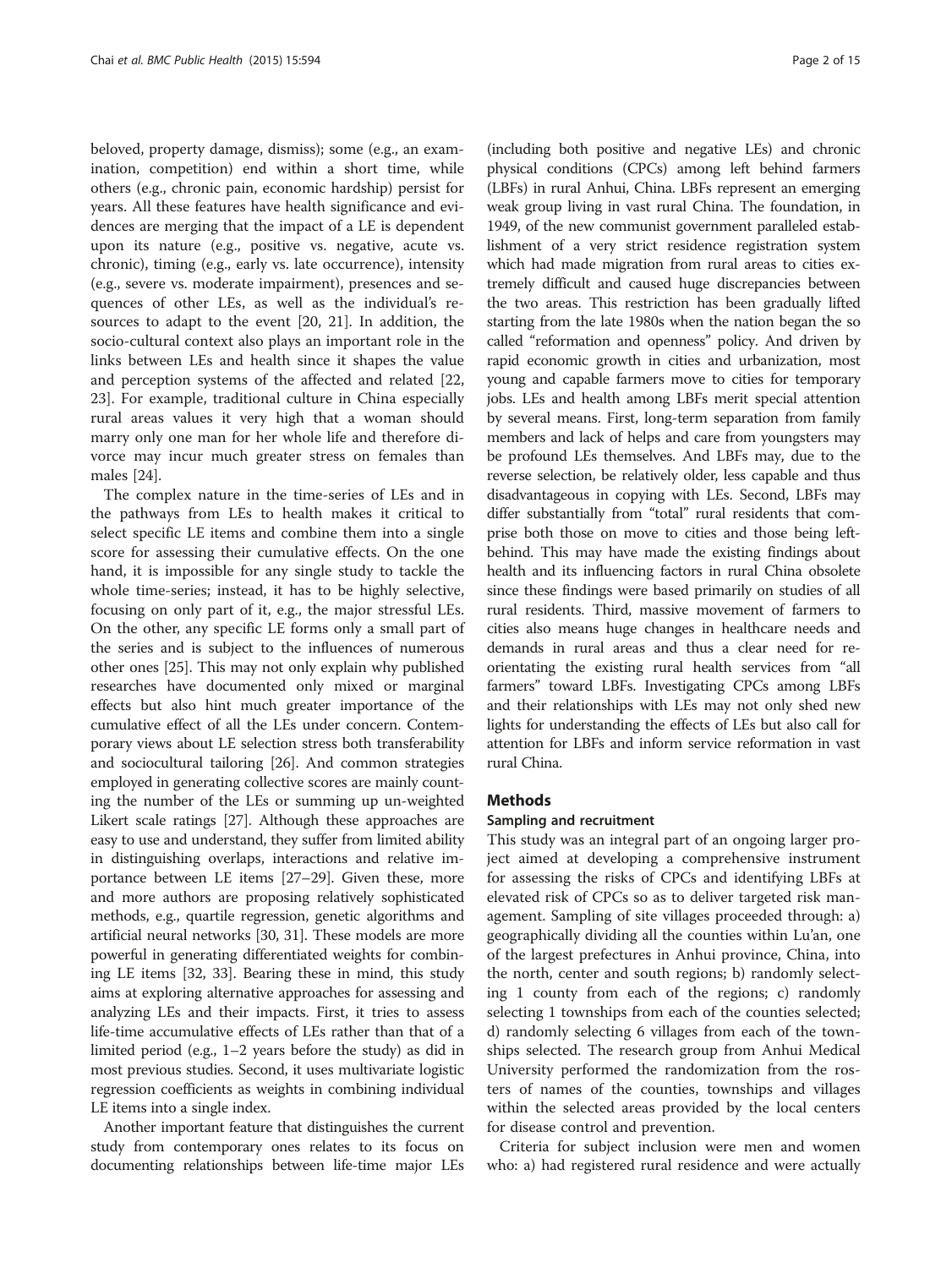beloved, property damage, dismiss); some (e.g., an examination, competition) end within a short time, while others (e.g., chronic pain, economic hardship) persist for years. All these features have health significance and evidences are merging that the impact of a LE is dependent upon its nature (e.g., positive vs. negative, acute vs. chronic), timing (e.g., early vs. late occurrence), intensity (e.g., severe vs. moderate impairment), presences and sequences of other LEs, as well as the individual's resources to adapt to the event [20, 21]. In addition, the socio-cultural context also plays an important role in the links between LEs and health since it shapes the value and perception systems of the affected and related [22, 23]. For example, traditional culture in China especially rural areas values it very high that a woman should marry only one man for her whole life and therefore divorce may incur much greater stress on females than males [24].

The complex nature in the time-series of LEs and in the pathways from LEs to health makes it critical to select specific LE items and combine them into a single score for assessing their cumulative effects. On the one hand, it is impossible for any single study to tackle the whole time-series; instead, it has to be highly selective, focusing on only part of it, e.g., the major stressful LEs. On the other, any specific LE forms only a small part of the series and is subject to the influences of numerous other ones [25]. This may not only explain why published researches have documented only mixed or marginal effects but also hint much greater importance of the cumulative effect of all the LEs under concern. Contemporary views about LE selection stress both transferability and sociocultural tailoring [26]. And common strategies employed in generating collective scores are mainly counting the number of the LEs or summing up un-weighted Likert scale ratings [27]. Although these approaches are easy to use and understand, they suffer from limited ability in distinguishing overlaps, interactions and relative importance between LE items [27–29]. Given these, more and more authors are proposing relatively sophisticated methods, e.g., quartile regression, genetic algorithms and artificial neural networks [30, 31]. These models are more powerful in generating differentiated weights for combining LE items [32, 33]. Bearing these in mind, this study aims at exploring alternative approaches for assessing and analyzing LEs and their impacts. First, it tries to assess life-time accumulative effects of LEs rather than that of a limited period (e.g., 1–2 years before the study) as did in most previous studies. Second, it uses multivariate logistic regression coefficients as weights in combining individual LE items into a single index.

Another important feature that distinguishes the current study from contemporary ones relates to its focus on documenting relationships between life-time major LEs (including both positive and negative LEs) and chronic physical conditions (CPCs) among left behind farmers (LBFs) in rural Anhui, China. LBFs represent an emerging weak group living in vast rural China. The foundation, in 1949, of the new communist government paralleled establishment of a very strict residence registration system which had made migration from rural areas to cities extremely difficult and caused huge discrepancies between the two areas. This restriction has been gradually lifted starting from the late 1980s when the nation began the so called "reformation and openness" policy. And driven by rapid economic growth in cities and urbanization, most young and capable farmers move to cities for temporary jobs. LEs and health among LBFs merit special attention by several means. First, long-term separation from family members and lack of helps and care from youngsters may be profound LEs themselves. And LBFs may, due to the reverse selection, be relatively older, less capable and thus disadvantageous in copying with LEs. Second, LBFs may differ substantially from "total" rural residents that comprise both those on move to cities and those being left-behind. This may have made the existing findings about health and its influencing factors in rural China obsolete since these findings were based primarily on studies of all rural residents. Third, massive movement of farmers to cities also means huge changes in healthcare needs and demands in rural areas and thus a clear need for re-orientating the existing rural health services from "all farmers" toward LBFs. Investigating CPCs among LBFs and their relationships with LEs may not only shed new lights for understanding the effects of LEs but also call for attention for LBFs and inform service reformation in vast rural China.

## Methods

### Sampling and recruitment

This study was an integral part of an ongoing larger project aimed at developing a comprehensive instrument for assessing the risks of CPCs and identifying LBFs at elevated risk of CPCs so as to deliver targeted risk management. Sampling of site villages proceeded through: a) geographically dividing all the counties within Lu'an, one of the largest prefectures in Anhui province, China, into the north, center and south regions; b) randomly selecting 1 county from each of the regions; c) randomly selecting 1 townships from each of the counties selected; d) randomly selecting 6 villages from each of the townships selected. The research group from Anhui Medical University performed the randomization from the rosters of names of the counties, townships and villages within the selected areas provided by the local centers for disease control and prevention.

Criteria for subject inclusion were men and women who: a) had registered rural residence and were actually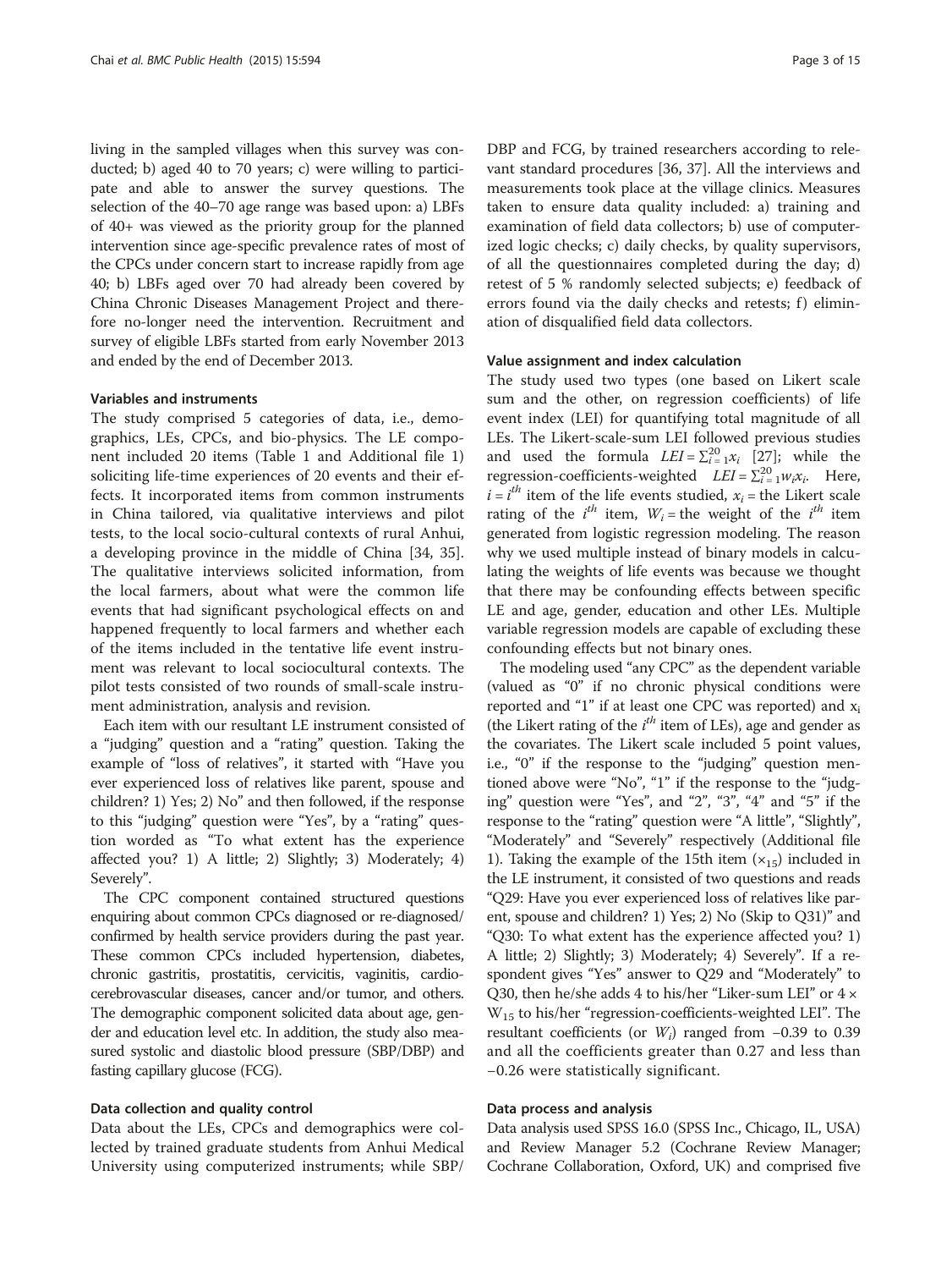living in the sampled villages when this survey was conducted; b) aged 40 to 70 years; c) were willing to participate and able to answer the survey questions. The selection of the 40–70 age range was based upon: a) LBFs of 40+ was viewed as the priority group for the planned intervention since age-specific prevalence rates of most of the CPCs under concern start to increase rapidly from age 40; b) LBFs aged over 70 had already been covered by China Chronic Diseases Management Project and therefore no-longer need the intervention. Recruitment and survey of eligible LBFs started from early November 2013 and ended by the end of December 2013.

#### Variables and instruments

The study comprised 5 categories of data, i.e., demographics, LEs, CPCs, and bio-physics. The LE component included 20 items (Table 1 and Additional file 1) soliciting life-time experiences of 20 events and their effects. It incorporated items from common instruments in China tailored, via qualitative interviews and pilot tests, to the local socio-cultural contexts of rural Anhui, a developing province in the middle of China [34, 35]. The qualitative interviews solicited information, from the local farmers, about what were the common life events that had significant psychological effects on and happened frequently to local farmers and whether each of the items included in the tentative life event instrument was relevant to local sociocultural contexts. The pilot tests consisted of two rounds of small-scale instrument administration, analysis and revision.

Each item with our resultant LE instrument consisted of a "judging" question and a "rating" question. Taking the example of "loss of relatives", it started with "Have you ever experienced loss of relatives like parent, spouse and children? 1) Yes; 2) No" and then followed, if the response to this "judging" question were "Yes", by a "rating" question worded as "To what extent has the experience affected you? 1) A little; 2) Slightly; 3) Moderately; 4) Severely".

The CPC component contained structured questions enquiring about common CPCs diagnosed or re-diagnosed/confirmed by health service providers during the past year. These common CPCs included hypertension, diabetes, chronic gastritis, prostatitis, cervicitis, vaginitis, cardio-cerebrovascular diseases, cancer and/or tumor, and others. The demographic component solicited data about age, gender and education level etc. In addition, the study also measured systolic and diastolic blood pressure (SBP/DBP) and fasting capillary glucose (FCG).

#### Data collection and quality control

Data about the LEs, CPCs and demographics were collected by trained graduate students from Anhui Medical University using computerized instruments; while SBP/DBP and FCG, by trained researchers according to relevant standard procedures [36, 37]. All the interviews and measurements took place at the village clinics. Measures taken to ensure data quality included: a) training and examination of field data collectors; b) use of computerized logic checks; c) daily checks, by quality supervisors, of all the questionnaires completed during the day; d) retest of 5 % randomly selected subjects; e) feedback of errors found via the daily checks and retests; f) elimination of disqualified field data collectors.

#### Value assignment and index calculation

The study used two types (one based on Likert scale sum and the other, on regression coefficients) of life event index (LEI) for quantifying total magnitude of all LEs. The Likert-scale-sum LEI followed previous studies and used the formula $LEI = \sum_{i=1}^{20} x_i$ [27]; while the regression-coefficients-weighted $LEI = \sum_{i=1}^{20} w_i x_i$. Here, $i = i^{th}$ item of the life events studied, $x_i$ = the Likert scale rating of the $i^{th}$ item, $W_i$ = the weight of the $i^{th}$ item generated from logistic regression modeling. The reason why we used multiple instead of binary models in calculating the weights of life events was because we thought that there may be confounding effects between specific LE and age, gender, education and other LEs. Multiple variable regression models are capable of excluding these confounding effects but not binary ones.

The modeling used "any CPC" as the dependent variable (valued as "0" if no chronic physical conditions were reported and "1" if at least one CPC was reported) and $x_i$ (the Likert rating of the $i^{th}$ item of LEs), age and gender as the covariates. The Likert scale included 5 point values, i.e., "0" if the response to the "judging" question mentioned above were "No", "1" if the response to the "judging" question were "Yes", and "2", "3", "4" and "5" if the response to the "rating" question were "A little", "Slightly", "Moderately" and "Severely" respectively (Additional file 1). Taking the example of the 15th item ($x_{15}$) included in the LE instrument, it consisted of two questions and reads "Q29: Have you ever experienced loss of relatives like parent, spouse and children? 1) Yes; 2) No (Skip to Q31)" and "Q30: To what extent has the experience affected you? 1) A little; 2) Slightly; 3) Moderately; 4) Severely". If a respondent gives "Yes" answer to Q29 and "Moderately" to Q30, then he/she adds 4 to his/her "Liker-sum LEI" or $4 \times W_{15}$ to his/her "regression-coefficients-weighted LEI". The resultant coefficients (or $W_i$) ranged from −0.39 to 0.39 and all the coefficients greater than 0.27 and less than −0.26 were statistically significant.

#### Data process and analysis

Data analysis used SPSS 16.0 (SPSS Inc., Chicago, IL, USA) and Review Manager 5.2 (Cochrane Review Manager; Cochrane Collaboration, Oxford, UK) and comprised five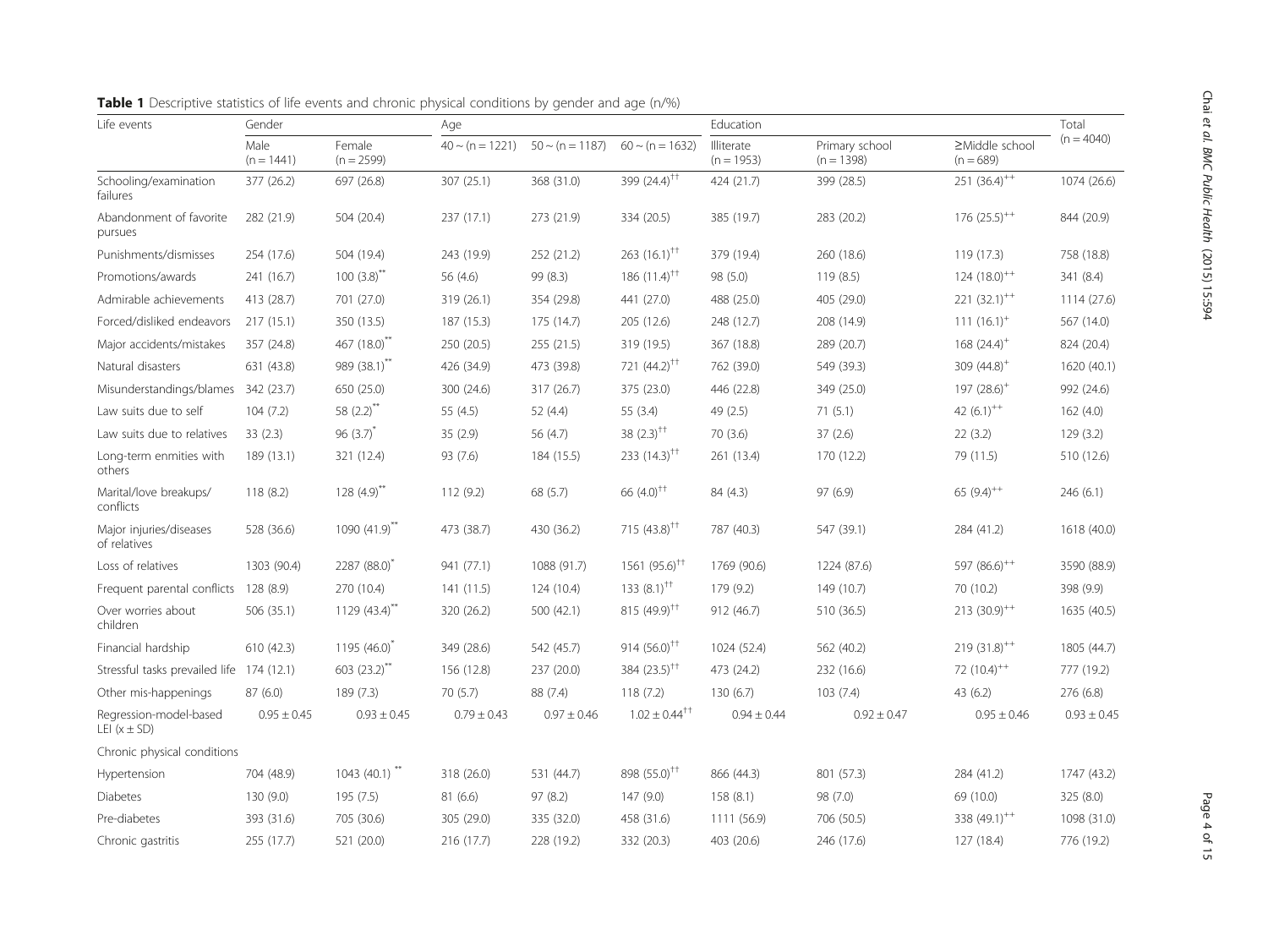**Table 1** Descriptive statistics of life events and chronic physical conditions by gender and age (n/%)

| Life events | Gender | | Age | | | Education | | | Total (n = 4040) |
|---|---|---|---|---|---|---|---|---|---|
| | Male (n = 1441) | Female (n = 2599) | 40 ~ (n = 1221) | 50 ~ (n = 1187) | 60 ~ (n = 1632) | Illiterate (n = 1953) | Primary school (n = 1398) | ≥Middle school (n = 689) | |
| Schooling/examination failures | 377 (26.2) | 697 (26.8) | 307 (25.1) | 368 (31.0) | 399 (24.4)[††] | 424 (21.7) | 399 (28.5) | 251 (36.4)[++] | 1074 (26.6) |
| Abandonment of favorite pursues | 282 (21.9) | 504 (20.4) | 237 (17.1) | 273 (21.9) | 334 (20.5) | 385 (19.7) | 283 (20.2) | 176 (25.5)[++] | 844 (20.9) |
| Punishments/dismisses | 254 (17.6) | 504 (19.4) | 243 (19.9) | 252 (21.2) | 263 (16.1)[††] | 379 (19.4) | 260 (18.6) | 119 (17.3) | 758 (18.8) |
| Promotions/awards | 241 (16.7) | 100 (3.8)[**] | 56 (4.6) | 99 (8.3) | 186 (11.4)[††] | 98 (5.0) | 119 (8.5) | 124 (18.0)[++] | 341 (8.4) |
| Admirable achievements | 413 (28.7) | 701 (27.0) | 319 (26.1) | 354 (29.8) | 441 (27.0) | 488 (25.0) | 405 (29.0) | 221 (32.1)[++] | 1114 (27.6) |
| Forced/disliked endeavors | 217 (15.1) | 350 (13.5) | 187 (15.3) | 175 (14.7) | 205 (12.6) | 248 (12.7) | 208 (14.9) | 111 (16.1)[+] | 567 (14.0) |
| Major accidents/mistakes | 357 (24.8) | 467 (18.0)[**] | 250 (20.5) | 255 (21.5) | 319 (19.5) | 367 (18.8) | 289 (20.7) | 168 (24.4)[+] | 824 (20.4) |
| Natural disasters | 631 (43.8) | 989 (38.1)[**] | 426 (34.9) | 473 (39.8) | 721 (44.2)[††] | 762 (39.0) | 549 (39.3) | 309 (44.8)[+] | 1620 (40.1) |
| Misunderstandings/blames | 342 (23.7) | 650 (25.0) | 300 (24.6) | 317 (26.7) | 375 (23.0) | 446 (22.8) | 349 (25.0) | 197 (28.6)[+] | 992 (24.6) |
| Law suits due to self | 104 (7.2) | 58 (2.2)[**] | 55 (4.5) | 52 (4.4) | 55 (3.4) | 49 (2.5) | 71 (5.1) | 42 (6.1)[++] | 162 (4.0) |
| Law suits due to relatives | 33 (2.3) | 96 (3.7)[*] | 35 (2.9) | 56 (4.7) | 38 (2.3)[††] | 70 (3.6) | 37 (2.6) | 22 (3.2) | 129 (3.2) |
| Long-term enmities with others | 189 (13.1) | 321 (12.4) | 93 (7.6) | 184 (15.5) | 233 (14.3)[††] | 261 (13.4) | 170 (12.2) | 79 (11.5) | 510 (12.6) |
| Marital/love breakups/ conflicts | 118 (8.2) | 128 (4.9)[**] | 112 (9.2) | 68 (5.7) | 66 (4.0)[††] | 84 (4.3) | 97 (6.9) | 65 (9.4)[++] | 246 (6.1) |
| Major injuries/diseases of relatives | 528 (36.6) | 1090 (41.9)[**] | 473 (38.7) | 430 (36.2) | 715 (43.8)[††] | 787 (40.3) | 547 (39.1) | 284 (41.2) | 1618 (40.0) |
| Loss of relatives | 1303 (90.4) | 2287 (88.0)[*] | 941 (77.1) | 1088 (91.7) | 1561 (95.6)[††] | 1769 (90.6) | 1224 (87.6) | 597 (86.6)[++] | 3590 (88.9) |
| Frequent parental conflicts | 128 (8.9) | 270 (10.4) | 141 (11.5) | 124 (10.4) | 133 (8.1)[††] | 179 (9.2) | 149 (10.7) | 70 (10.2) | 398 (9.9) |
| Over worries about children | 506 (35.1) | 1129 (43.4)[**] | 320 (26.2) | 500 (42.1) | 815 (49.9)[††] | 912 (46.7) | 510 (36.5) | 213 (30.9)[++] | 1635 (40.5) |
| Financial hardship | 610 (42.3) | 1195 (46.0)[*] | 349 (28.6) | 542 (45.7) | 914 (56.0)[††] | 1024 (52.4) | 562 (40.2) | 219 (31.8)[++] | 1805 (44.7) |
| Stressful tasks prevailed life | 174 (12.1) | 603 (23.2)[**] | 156 (12.8) | 237 (20.0) | 384 (23.5)[††] | 473 (24.2) | 232 (16.6) | 72 (10.4)[++] | 777 (19.2) |
| Other mis-happenings | 87 (6.0) | 189 (7.3) | 70 (5.7) | 88 (7.4) | 118 (7.2) | 130 (6.7) | 103 (7.4) | 43 (6.2) | 276 (6.8) |
| Regression-model-based LEI (x ± SD) | 0.95 ± 0.45 | 0.93 ± 0.45 | 0.79 ± 0.43 | 0.97 ± 0.46 | 1.02 ± 0.44[††] | 0.94 ± 0.44 | 0.92 ± 0.47 | 0.95 ± 0.46 | 0.93 ± 0.45 |
| Chronic physical conditions | | | | | | | | | |
| Hypertension | 704 (48.9) | 1043 (40.1)[**] | 318 (26.0) | 531 (44.7) | 898 (55.0)[††] | 866 (44.3) | 801 (57.3) | 284 (41.2) | 1747 (43.2) |
| Diabetes | 130 (9.0) | 195 (7.5) | 81 (6.6) | 97 (8.2) | 147 (9.0) | 158 (8.1) | 98 (7.0) | 69 (10.0) | 325 (8.0) |
| Pre-diabetes | 393 (31.6) | 705 (30.6) | 305 (29.0) | 335 (32.0) | 458 (31.6) | 1111 (56.9) | 706 (50.5) | 338 (49.1)[++] | 1098 (31.0) |
| Chronic gastritis | 255 (17.7) | 521 (20.0) | 216 (17.7) | 228 (19.2) | 332 (20.3) | 403 (20.6) | 246 (17.6) | 127 (18.4) | 776 (19.2) |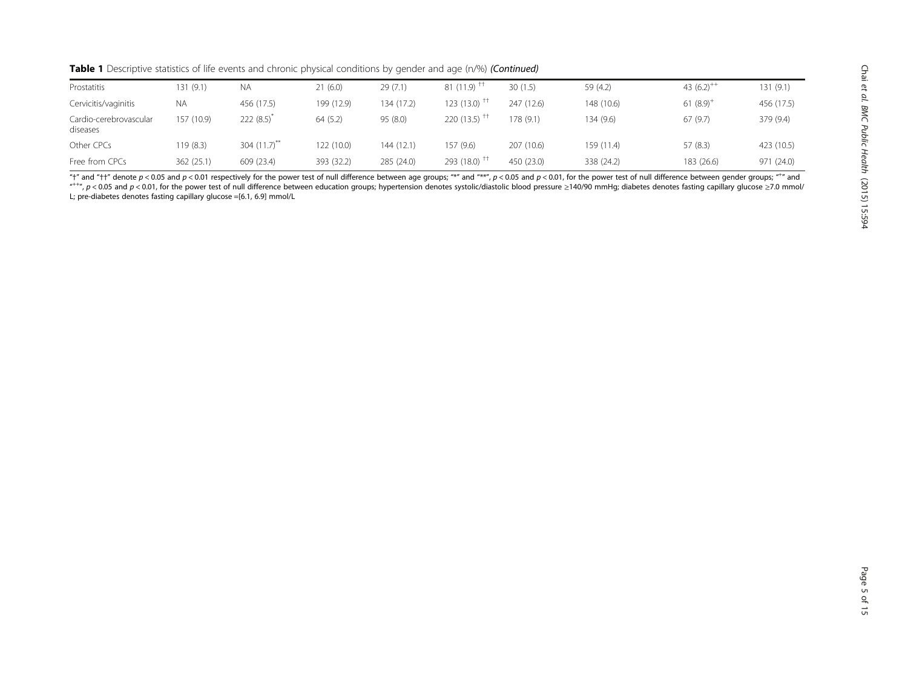**Table 1** Descriptive statistics of life events and chronic physical conditions by gender and age (n/%) *(Continued)*

| | | | | | | | | | |
|---|---|---|---|---|---|---|---|---|---|
| Prostatitis | 131 (9.1) | NA | 21 (6.0) | 29 (7.1) | 81 (11.9) †† | 30 (1.5) | 59 (4.2) | 43 (6.2)⁺⁺ | 131 (9.1) |
| Cervicitis/vaginitis | NA | 456 (17.5) | 199 (12.9) | 134 (17.2) | 123 (13.0) †† | 247 (12.6) | 148 (10.6) | 61 (8.9)⁺ | 456 (17.5) |
| Cardio-cerebrovascular diseases | 157 (10.9) | 222 (8.5)* | 64 (5.2) | 95 (8.0) | 220 (13.5) †† | 178 (9.1) | 134 (9.6) | 67 (9.7) | 379 (9.4) |
| Other CPCs | 119 (8.3) | 304 (11.7)** | 122 (10.0) | 144 (12.1) | 157 (9.6) | 207 (10.6) | 159 (11.4) | 57 (8.3) | 423 (10.5) |
| Free from CPCs | 362 (25.1) | 609 (23.4) | 393 (32.2) | 285 (24.0) | 293 (18.0) †† | 450 (23.0) | 338 (24.2) | 183 (26.6) | 971 (24.0) |

"†" and "††" denote $p < 0.05$ and $p < 0.01$ respectively for the power test of null difference between age groups; "*" and "**", $p < 0.05$ and $p < 0.01$, for the power test of null difference between gender groups; "⁺" and "⁺⁺", $p < 0.05$ and $p < 0.01$, for the power test of null difference between education groups; hypertension denotes systolic/diastolic blood pressure ≥140/90 mmHg; diabetes denotes fasting capillary glucose ≥7.0 mmol/L; pre-diabetes denotes fasting capillary glucose =[6.1, 6.9] mmol/L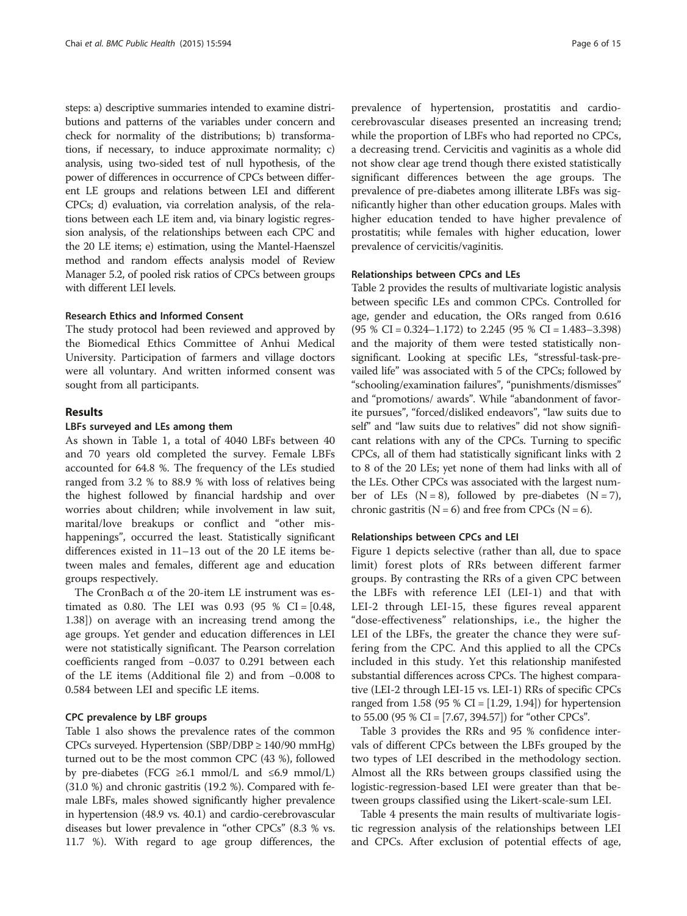steps: a) descriptive summaries intended to examine distributions and patterns of the variables under concern and check for normality of the distributions; b) transformations, if necessary, to induce approximate normality; c) analysis, using two-sided test of null hypothesis, of the power of differences in occurrence of CPCs between different LE groups and relations between LEI and different CPCs; d) evaluation, via correlation analysis, of the relations between each LE item and, via binary logistic regression analysis, of the relationships between each CPC and the 20 LE items; e) estimation, using the Mantel-Haenszel method and random effects analysis model of Review Manager 5.2, of pooled risk ratios of CPCs between groups with different LEI levels.

### Research Ethics and Informed Consent

The study protocol had been reviewed and approved by the Biomedical Ethics Committee of Anhui Medical University. Participation of farmers and village doctors were all voluntary. And written informed consent was sought from all participants.

## Results

### LBFs surveyed and LEs among them

As shown in Table 1, a total of 4040 LBFs between 40 and 70 years old completed the survey. Female LBFs accounted for 64.8 %. The frequency of the LEs studied ranged from 3.2 % to 88.9 % with loss of relatives being the highest followed by financial hardship and over worries about children; while involvement in law suit, marital/love breakups or conflict and "other mis-happenings", occurred the least. Statistically significant differences existed in 11–13 out of the 20 LE items between males and females, different age and education groups respectively.

The CronBach α of the 20-item LE instrument was estimated as 0.80. The LEI was 0.93 (95 % CI = [0.48, 1.38]) on average with an increasing trend among the age groups. Yet gender and education differences in LEI were not statistically significant. The Pearson correlation coefficients ranged from −0.037 to 0.291 between each of the LE items (Additional file 2) and from −0.008 to 0.584 between LEI and specific LE items.

### CPC prevalence by LBF groups

Table 1 also shows the prevalence rates of the common CPCs surveyed. Hypertension (SBP/DBP ≥ 140/90 mmHg) turned out to be the most common CPC (43 %), followed by pre-diabetes (FCG ≥6.1 mmol/L and ≤6.9 mmol/L) (31.0 %) and chronic gastritis (19.2 %). Compared with female LBFs, males showed significantly higher prevalence in hypertension (48.9 vs. 40.1) and cardio-cerebrovascular diseases but lower prevalence in "other CPCs" (8.3 % vs. 11.7 %). With regard to age group differences, the prevalence of hypertension, prostatitis and cardio-cerebrovascular diseases presented an increasing trend; while the proportion of LBFs who had reported no CPCs, a decreasing trend. Cervicitis and vaginitis as a whole did not show clear age trend though there existed statistically significant differences between the age groups. The prevalence of pre-diabetes among illiterate LBFs was significantly higher than other education groups. Males with higher education tended to have higher prevalence of prostatitis; while females with higher education, lower prevalence of cervicitis/vaginitis.

### Relationships between CPCs and LEs

Table 2 provides the results of multivariate logistic analysis between specific LEs and common CPCs. Controlled for age, gender and education, the ORs ranged from 0.616 (95 % CI = 0.324–1.172) to 2.245 (95 % CI = 1.483–3.398) and the majority of them were tested statistically non-significant. Looking at specific LEs, "stressful-task-prevailed life" was associated with 5 of the CPCs; followed by "schooling/examination failures", "punishments/dismisses" and "promotions/ awards". While "abandonment of favorite pursues", "forced/disliked endeavors", "law suits due to self" and "law suits due to relatives" did not show significant relations with any of the CPCs. Turning to specific CPCs, all of them had statistically significant links with 2 to 8 of the 20 LEs; yet none of them had links with all of the LEs. Other CPCs was associated with the largest number of LEs (N = 8), followed by pre-diabetes (N = 7), chronic gastritis (N = 6) and free from CPCs (N = 6).

### Relationships between CPCs and LEI

Figure 1 depicts selective (rather than all, due to space limit) forest plots of RRs between different farmer groups. By contrasting the RRs of a given CPC between the LBFs with reference LEI (LEI-1) and that with LEI-2 through LEI-15, these figures reveal apparent "dose-effectiveness" relationships, i.e., the higher the LEI of the LBFs, the greater the chance they were suffering from the CPC. And this applied to all the CPCs included in this study. Yet this relationship manifested substantial differences across CPCs. The highest comparative (LEI-2 through LEI-15 vs. LEI-1) RRs of specific CPCs ranged from 1.58 (95 % CI = [1.29, 1.94]) for hypertension to 55.00 (95 % CI = [7.67, 394.57]) for "other CPCs".

Table 3 provides the RRs and 95 % confidence intervals of different CPCs between the LBFs grouped by the two types of LEI described in the methodology section. Almost all the RRs between groups classified using the logistic-regression-based LEI were greater than that between groups classified using the Likert-scale-sum LEI.

Table 4 presents the main results of multivariate logistic regression analysis of the relationships between LEI and CPCs. After exclusion of potential effects of age,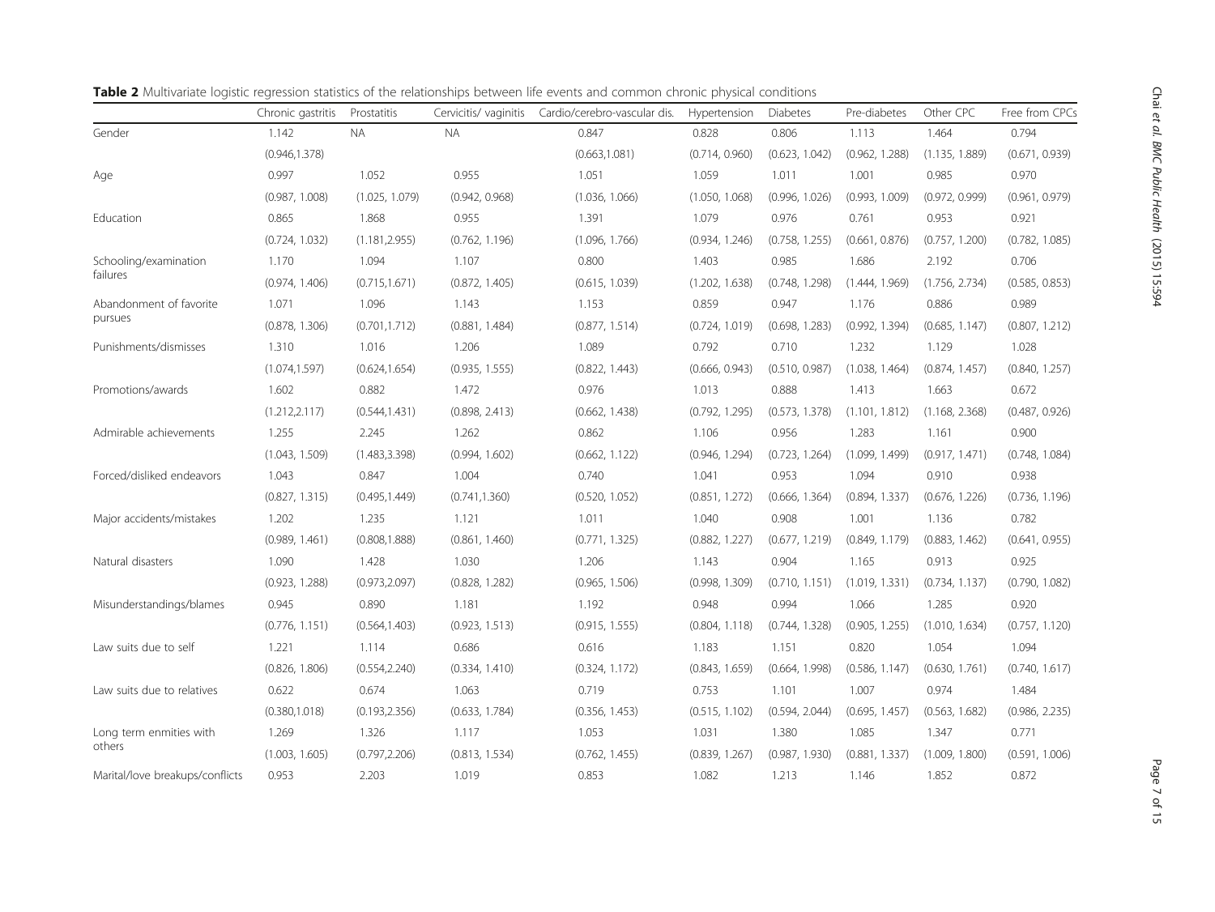**Table 2** Multivariate logistic regression statistics of the relationships between life events and common chronic physical conditions

| | Chronic gastritis | Prostatitis | Cervicitis/ vaginitis | Cardio/cerebro-vascular dis. | Hypertension | Diabetes | Pre-diabetes | Other CPC | Free from CPCs |
|---|---|---|---|---|---|---|---|---|---|
| Gender | 1.142 | NA | NA | 0.847 | 0.828 | 0.806 | 1.113 | 1.464 | 0.794 |
| | (0.946,1.378) | | | (0.663,1.081) | (0.714, 0.960) | (0.623, 1.042) | (0.962, 1.288) | (1.135, 1.889) | (0.671, 0.939) |
| Age | 0.997 | 1.052 | 0.955 | 1.051 | 1.059 | 1.011 | 1.001 | 0.985 | 0.970 |
| | (0.987, 1.008) | (1.025, 1.079) | (0.942, 0.968) | (1.036, 1.066) | (1.050, 1.068) | (0.996, 1.026) | (0.993, 1.009) | (0.972, 0.999) | (0.961, 0.979) |
| Education | 0.865 | 1.868 | 0.955 | 1.391 | 1.079 | 0.976 | 0.761 | 0.953 | 0.921 |
| | (0.724, 1.032) | (1.181,2.955) | (0.762, 1.196) | (1.096, 1.766) | (0.934, 1.246) | (0.758, 1.255) | (0.661, 0.876) | (0.757, 1.200) | (0.782, 1.085) |
| Schooling/examination failures | 1.170 | 1.094 | 1.107 | 0.800 | 1.403 | 0.985 | 1.686 | 2.192 | 0.706 |
| | (0.974, 1.406) | (0.715,1.671) | (0.872, 1.405) | (0.615, 1.039) | (1.202, 1.638) | (0.748, 1.298) | (1.444, 1.969) | (1.756, 2.734) | (0.585, 0.853) |
| Abandonment of favorite pursues | 1.071 | 1.096 | 1.143 | 1.153 | 0.859 | 0.947 | 1.176 | 0.886 | 0.989 |
| | (0.878, 1.306) | (0.701,1.712) | (0.881, 1.484) | (0.877, 1.514) | (0.724, 1.019) | (0.698, 1.283) | (0.992, 1.394) | (0.685, 1.147) | (0.807, 1.212) |
| Punishments/dismisses | 1.310 | 1.016 | 1.206 | 1.089 | 0.792 | 0.710 | 1.232 | 1.129 | 1.028 |
| | (1.074,1.597) | (0.624,1.654) | (0.935, 1.555) | (0.822, 1.443) | (0.666, 0.943) | (0.510, 0.987) | (1.038, 1.464) | (0.874, 1.457) | (0.840, 1.257) |
| Promotions/awards | 1.602 | 0.882 | 1.472 | 0.976 | 1.013 | 0.888 | 1.413 | 1.663 | 0.672 |
| | (1.212,2.117) | (0.544,1.431) | (0.898, 2.413) | (0.662, 1.438) | (0.792, 1.295) | (0.573, 1.378) | (1.101, 1.812) | (1.168, 2.368) | (0.487, 0.926) |
| Admirable achievements | 1.255 | 2.245 | 1.262 | 0.862 | 1.106 | 0.956 | 1.283 | 1.161 | 0.900 |
| | (1.043, 1.509) | (1.483,3.398) | (0.994, 1.602) | (0.662, 1.122) | (0.946, 1.294) | (0.723, 1.264) | (1.099, 1.499) | (0.917, 1.471) | (0.748, 1.084) |
| Forced/disliked endeavors | 1.043 | 0.847 | 1.004 | 0.740 | 1.041 | 0.953 | 1.094 | 0.910 | 0.938 |
| | (0.827, 1.315) | (0.495,1.449) | (0.741,1.360) | (0.520, 1.052) | (0.851, 1.272) | (0.666, 1.364) | (0.894, 1.337) | (0.676, 1.226) | (0.736, 1.196) |
| Major accidents/mistakes | 1.202 | 1.235 | 1.121 | 1.011 | 1.040 | 0.908 | 1.001 | 1.136 | 0.782 |
| | (0.989, 1.461) | (0.808,1.888) | (0.861, 1.460) | (0.771, 1.325) | (0.882, 1.227) | (0.677, 1.219) | (0.849, 1.179) | (0.883, 1.462) | (0.641, 0.955) |
| Natural disasters | 1.090 | 1.428 | 1.030 | 1.206 | 1.143 | 0.904 | 1.165 | 0.913 | 0.925 |
| | (0.923, 1.288) | (0.973,2.097) | (0.828, 1.282) | (0.965, 1.506) | (0.998, 1.309) | (0.710, 1.151) | (1.019, 1.331) | (0.734, 1.137) | (0.790, 1.082) |
| Misunderstandings/blames | 0.945 | 0.890 | 1.181 | 1.192 | 0.948 | 0.994 | 1.066 | 1.285 | 0.920 |
| | (0.776, 1.151) | (0.564,1.403) | (0.923, 1.513) | (0.915, 1.555) | (0.804, 1.118) | (0.744, 1.328) | (0.905, 1.255) | (1.010, 1.634) | (0.757, 1.120) |
| Law suits due to self | 1.221 | 1.114 | 0.686 | 0.616 | 1.183 | 1.151 | 0.820 | 1.054 | 1.094 |
| | (0.826, 1.806) | (0.554,2.240) | (0.334, 1.410) | (0.324, 1.172) | (0.843, 1.659) | (0.664, 1.998) | (0.586, 1.147) | (0.630, 1.761) | (0.740, 1.617) |
| Law suits due to relatives | 0.622 | 0.674 | 1.063 | 0.719 | 0.753 | 1.101 | 1.007 | 0.974 | 1.484 |
| | (0.380,1.018) | (0.193,2.356) | (0.633, 1.784) | (0.356, 1.453) | (0.515, 1.102) | (0.594, 2.044) | (0.695, 1.457) | (0.563, 1.682) | (0.986, 2.235) |
| Long term enmities with others | 1.269 | 1.326 | 1.117 | 1.053 | 1.031 | 1.380 | 1.085 | 1.347 | 0.771 |
| | (1.003, 1.605) | (0.797,2.206) | (0.813, 1.534) | (0.762, 1.455) | (0.839, 1.267) | (0.987, 1.930) | (0.881, 1.337) | (1.009, 1.800) | (0.591, 1.006) |
| Marital/love breakups/conflicts | 0.953 | 2.203 | 1.019 | 0.853 | 1.082 | 1.213 | 1.146 | 1.852 | 0.872 |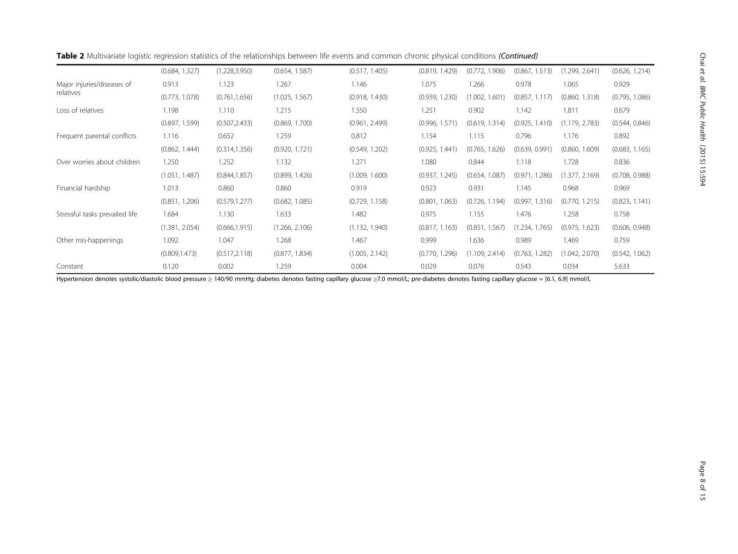**Table 2** Multivariate logistic regression statistics of the relationships between life events and common chronic physical conditions *(Continued)*

| | | | | | | | | | |
|---|---|---|---|---|---|---|---|---|---|
| | (0.684, 1.327) | (1.228,3.950) | (0.654, 1.587) | (0.517, 1.405) | (0.819, 1.429) | (0.772, 1.906) | (0.867, 1.513) | (1.299, 2.641) | (0.626, 1.214) |
| Major injuries/diseases of relatives | 0.913 | 1.123 | 1.267 | 1.146 | 1.075 | 1.266 | 0.978 | 1.065 | 0.929 |
| | (0.773, 1.078) | (0.761,1.656) | (1.025, 1.567) | (0.918, 1.430) | (0.939, 1.230) | (1.002, 1.601) | (0.857, 1.117) | (0.860, 1.318) | (0.795, 1.086) |
| Loss of relatives | 1.198 | 1.110 | 1.215 | 1.550 | 1.251 | 0.902 | 1.142 | 1.811 | 0.679 |
| | (0.897, 1.599) | (0.507,2.433) | (0.869, 1.700) | (0.961, 2.499) | (0.996, 1.571) | (0.619, 1.314) | (0.925, 1.410) | (1.179, 2.783) | (0.544, 0.846) |
| Frequent parental conflicts | 1.116 | 0.652 | 1.259 | 0.812 | 1.154 | 1.115 | 0.796 | 1.176 | 0.892 |
| | (0.862, 1.444) | (0.314,1.356) | (0.920, 1.721) | (0.549, 1.202) | (0.925, 1.441) | (0.765, 1.626) | (0.639, 0.991) | (0.860, 1.609) | (0.683, 1.165) |
| Over worries about children | 1.250 | 1.252 | 1.132 | 1.271 | 1.080 | 0.844 | 1.118 | 1.728 | 0.836 |
| | (1.051, 1.487) | (0.844,1.857) | (0.899, 1.426) | (1.009, 1.600) | (0.937, 1.245) | (0.654, 1.087) | (0.971, 1.286) | (1.377, 2.169) | (0.708, 0.988) |
| Financial hardship | 1.013 | 0.860 | 0.860 | 0.919 | 0.923 | 0.931 | 1.145 | 0.968 | 0.969 |
| | (0.851, 1.206) | (0.579,1.277) | (0.682, 1.085) | (0.729, 1.158) | (0.801, 1.063) | (0.726, 1.194) | (0.997, 1.316) | (0.770, 1.215) | (0.823, 1.141) |
| Stressful tasks prevailed life | 1.684 | 1.130 | 1.633 | 1.482 | 0.975 | 1.155 | 1.476 | 1.258 | 0.758 |
| | (1.381, 2.054) | (0.666,1.915) | (1.266, 2.106) | (1.132, 1.940) | (0.817, 1.163) | (0.851, 1.567) | (1.234, 1.765) | (0.975, 1.623) | (0.606, 0.948) |
| Other mis-happenings | 1.092 | 1.047 | 1.268 | 1.467 | 0.999 | 1.636 | 0.989 | 1.469 | 0.759 |
| | (0.809,1.473) | (0.517,2.118) | (0.877, 1.834) | (1.005, 2.142) | (0.770, 1.296) | (1.109, 2.414) | (0.763, 1.282) | (1.042, 2.070) | (0.542, 1.062) |
| Constant | 0.120 | 0.002 | 1.259 | 0.004 | 0.029 | 0.076 | 0.543 | 0.034 | 5.633 |

Hypertension denotes systolic/diastolic blood pressure ≥ 140/90 mmHg; diabetes denotes fasting capillary glucose ≥7.0 mmol/L; pre-diabetes denotes fasting capillary glucose = [6.1, 6.9] mmol/L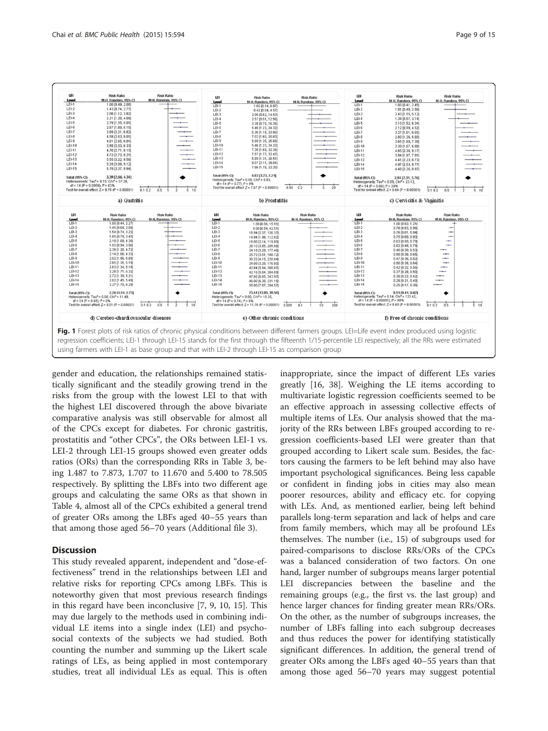Fig. 1 Forest plots of risk ratios of chronic physical conditions between different farmers groups. LEI=Life event index produced using logistic regression coefficients; LEI-1 through LEI-15 stands for the first through the fifteenth 1/15-percentile LEI respectively; all the RRs were estimated using farmers with LEI-1 as base group and that with LEI-2 through LEI-15 as comparison group

gender and education, the relationships remained statistically significant and the steadily growing trend in the risks from the group with the lowest LEI to that with the highest LEI discovered through the above bivariate comparative analysis was still observable for almost all of the CPCs except for diabetes. For chronic gastritis, prostatitis and "other CPCs", the ORs between LEI-1 vs. LEI-2 through LEI-15 groups showed even greater odds ratios (ORs) than the corresponding RRs in Table 3, being 1.487 to 7.873, 1.707 to 11.670 and 5.400 to 78.505 respectively. By splitting the LBFs into two different age groups and calculating the same ORs as that shown in Table 4, almost all of the CPCs exhibited a general trend of greater ORs among the LBFs aged 40–55 years than that among those aged 56–70 years (Additional file 3).

## Discussion

This study revealed apparent, independent and "dose-effectiveness" trend in the relationships between LEI and relative risks for reporting CPCs among LBFs. This is noteworthy given that most previous research findings in this regard have been inconclusive [7, 9, 10, 15]. This may due largely to the methods used in combining individual LE items into a single index (LEI) and psychosocial contexts of the subjects we had studied. Both counting the number and summing up the Likert scale ratings of LEs, as being applied in most contemporary studies, treat all individual LEs as equal. This is often inappropriate, since the impact of different LEs varies greatly [16, 38]. Weighing the LE items according to multivariate logistic regression coefficients seemed to be an effective approach in assessing collective effects of multiple items of LEs. Our analysis showed that the majority of the RRs between LBFs grouped according to regression coefficients-based LEI were greater than that grouped according to Likert scale sum. Besides, the factors causing the farmers to be left behind may also have important psychological significances. Being less capable or confident in finding jobs in cities may also mean poorer resources, ability and efficacy etc. for copying with LEs. And, as mentioned earlier, being left behind parallels long-term separation and lack of helps and care from family members, which may all be profound LEs themselves. The number (i.e., 15) of subgroups used for paired-comparisons to disclose RRs/ORs of the CPCs was a balanced consideration of two factors. On one hand, larger number of subgroups means larger potential LEI discrepancies between the baseline and the remaining groups (e.g., the first vs. the last group) and hence larger chances for finding greater mean RRs/ORs. On the other, as the number of subgroups increases, the number of LBFs falling into each subgroup decreases and thus reduces the power for identifying statistically significant differences. In addition, the general trend of greater ORs among the LBFs aged 40–55 years than that among those aged 56–70 years may suggest potential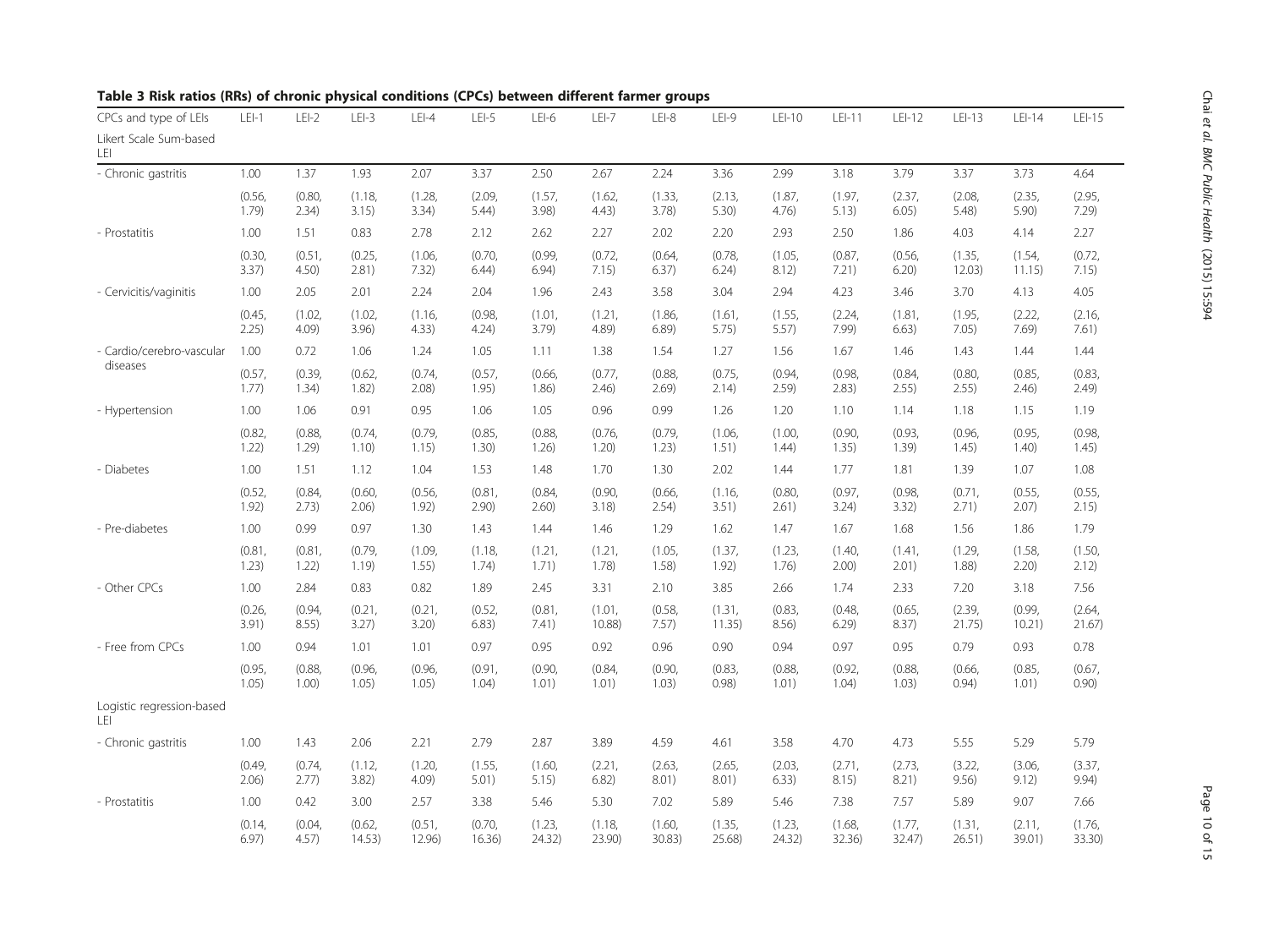**Table 3 Risk ratios (RRs) of chronic physical conditions (CPCs) between different farmer groups**

| CPCs and type of LEIs | LEI-1 | LEI-2 | LEI-3 | LEI-4 | LEI-5 | LEI-6 | LEI-7 | LEI-8 | LEI-9 | LEI-10 | LEI-11 | LEI-12 | LEI-13 | LEI-14 | LEI-15 |
|---|---|---|---|---|---|---|---|---|---|---|---|---|---|---|---|
| Likert Scale Sum-based LEI | | | | | | | | | | | | | | | |
| - Chronic gastritis | 1.00 | 1.37 | 1.93 | 2.07 | 3.37 | 2.50 | 2.67 | 2.24 | 3.36 | 2.99 | 3.18 | 3.79 | 3.37 | 3.73 | 4.64 |
| | (0.56, 1.79) | (0.80, 2.34) | (1.18, 3.15) | (1.28, 3.34) | (2.09, 5.44) | (1.57, 3.98) | (1.62, 4.43) | (1.33, 3.78) | (2.13, 5.30) | (1.87, 4.76) | (1.97, 5.13) | (2.37, 6.05) | (2.08, 5.48) | (2.35, 5.90) | (2.95, 7.29) |
| - Prostatitis | 1.00 | 1.51 | 0.83 | 2.78 | 2.12 | 2.62 | 2.27 | 2.02 | 2.20 | 2.93 | 2.50 | 1.86 | 4.03 | 4.14 | 2.27 |
| | (0.30, 3.37) | (0.51, 4.50) | (0.25, 2.81) | (1.06, 7.32) | (0.70, 6.44) | (0.99, 6.94) | (0.72, 7.15) | (0.64, 6.37) | (0.78, 6.24) | (1.05, 8.12) | (0.87, 7.21) | (0.56, 6.20) | (1.35, 12.03) | (1.54, 11.15) | (0.72, 7.15) |
| - Cervicitis/vaginitis | 1.00 | 2.05 | 2.01 | 2.24 | 2.04 | 1.96 | 2.43 | 3.58 | 3.04 | 2.94 | 4.23 | 3.46 | 3.70 | 4.13 | 4.05 |
| | (0.45, 2.25) | (1.02, 4.09) | (1.02, 3.96) | (1.16, 4.33) | (0.98, 4.24) | (1.01, 3.79) | (1.21, 4.89) | (1.86, 6.89) | (1.61, 5.75) | (1.55, 5.57) | (2.24, 7.99) | (1.81, 6.63) | (1.95, 7.05) | (2.22, 7.69) | (2.16, 7.61) |
| - Cardio/cerebro-vascular diseases | 1.00 | 0.72 | 1.06 | 1.24 | 1.05 | 1.11 | 1.38 | 1.54 | 1.27 | 1.56 | 1.67 | 1.46 | 1.43 | 1.44 | 1.44 |
| | (0.57, 1.77) | (0.39, 1.34) | (0.62, 1.82) | (0.74, 2.08) | (0.57, 1.95) | (0.66, 1.86) | (0.77, 2.46) | (0.88, 2.69) | (0.75, 2.14) | (0.94, 2.59) | (0.98, 2.83) | (0.84, 2.55) | (0.80, 2.55) | (0.85, 2.46) | (0.83, 2.49) |
| - Hypertension | 1.00 | 1.06 | 0.91 | 0.95 | 1.06 | 1.05 | 0.96 | 0.99 | 1.26 | 1.20 | 1.10 | 1.14 | 1.18 | 1.15 | 1.19 |
| | (0.82, 1.22) | (0.88, 1.29) | (0.74, 1.10) | (0.79, 1.15) | (0.85, 1.30) | (0.88, 1.26) | (0.76, 1.20) | (0.79, 1.23) | (1.06, 1.51) | (1.00, 1.44) | (0.90, 1.35) | (0.93, 1.39) | (0.96, 1.45) | (0.95, 1.40) | (0.98, 1.45) |
| - Diabetes | 1.00 | 1.51 | 1.12 | 1.04 | 1.53 | 1.48 | 1.70 | 1.30 | 2.02 | 1.44 | 1.77 | 1.81 | 1.39 | 1.07 | 1.08 |
| | (0.52, 1.92) | (0.84, 2.73) | (0.60, 2.06) | (0.56, 1.92) | (0.81, 2.90) | (0.84, 2.60) | (0.90, 3.18) | (0.66, 2.54) | (1.16, 3.51) | (0.80, 2.61) | (0.97, 3.24) | (0.98, 3.32) | (0.71, 2.71) | (0.55, 2.07) | (0.55, 2.15) |
| - Pre-diabetes | 1.00 | 0.99 | 0.97 | 1.30 | 1.43 | 1.44 | 1.46 | 1.29 | 1.62 | 1.47 | 1.67 | 1.68 | 1.56 | 1.86 | 1.79 |
| | (0.81, 1.23) | (0.81, 1.22) | (0.79, 1.19) | (1.09, 1.55) | (1.18, 1.74) | (1.21, 1.71) | (1.21, 1.78) | (1.05, 1.58) | (1.37, 1.92) | (1.23, 1.76) | (1.40, 2.00) | (1.41, 2.01) | (1.29, 1.88) | (1.58, 2.20) | (1.50, 2.12) |
| - Other CPCs | 1.00 | 2.84 | 0.83 | 0.82 | 1.89 | 2.45 | 3.31 | 2.10 | 3.85 | 2.66 | 1.74 | 2.33 | 7.20 | 3.18 | 7.56 |
| | (0.26, 3.91) | (0.94, 8.55) | (0.21, 3.27) | (0.21, 3.20) | (0.52, 6.83) | (0.81, 7.41) | (1.01, 10.88) | (0.58, 7.57) | (1.31, 11.35) | (0.83, 8.56) | (0.48, 6.29) | (0.65, 8.37) | (2.39, 21.75) | (0.99, 10.21) | (2.64, 21.67) |
| - Free from CPCs | 1.00 | 0.94 | 1.01 | 1.01 | 0.97 | 0.95 | 0.92 | 0.96 | 0.90 | 0.94 | 0.97 | 0.95 | 0.79 | 0.93 | 0.78 |
| | (0.95, 1.05) | (0.88, 1.00) | (0.96, 1.05) | (0.96, 1.05) | (0.91, 1.04) | (0.90, 1.01) | (0.84, 1.01) | (0.90, 1.03) | (0.83, 0.98) | (0.88, 1.01) | (0.92, 1.04) | (0.88, 1.03) | (0.66, 0.94) | (0.85, 1.01) | (0.67, 0.90) |
| Logistic regression-based LEI | | | | | | | | | | | | | | | |
| - Chronic gastritis | 1.00 | 1.43 | 2.06 | 2.21 | 2.79 | 2.87 | 3.89 | 4.59 | 4.61 | 3.58 | 4.70 | 4.73 | 5.55 | 5.29 | 5.79 |
| | (0.49, 2.06) | (0.74, 2.77) | (1.12, 3.82) | (1.20, 4.09) | (1.55, 5.01) | (1.60, 5.15) | (2.21, 6.82) | (2.63, 8.01) | (2.65, 8.01) | (2.03, 6.33) | (2.71, 8.15) | (2.73, 8.21) | (3.22, 9.56) | (3.06, 9.12) | (3.37, 9.94) |
| - Prostatitis | 1.00 | 0.42 | 3.00 | 2.57 | 3.38 | 5.46 | 5.30 | 7.02 | 5.89 | 5.46 | 7.38 | 7.57 | 5.89 | 9.07 | 7.66 |
| | (0.14, 6.97) | (0.04, 4.57) | (0.62, 14.53) | (0.51, 12.96) | (0.70, 16.36) | (1.23, 24.32) | (1.18, 23.90) | (1.60, 30.83) | (1.35, 25.68) | (1.23, 24.32) | (1.68, 32.36) | (1.77, 32.47) | (1.31, 26.51) | (2.11, 39.01) | (1.76, 33.30) |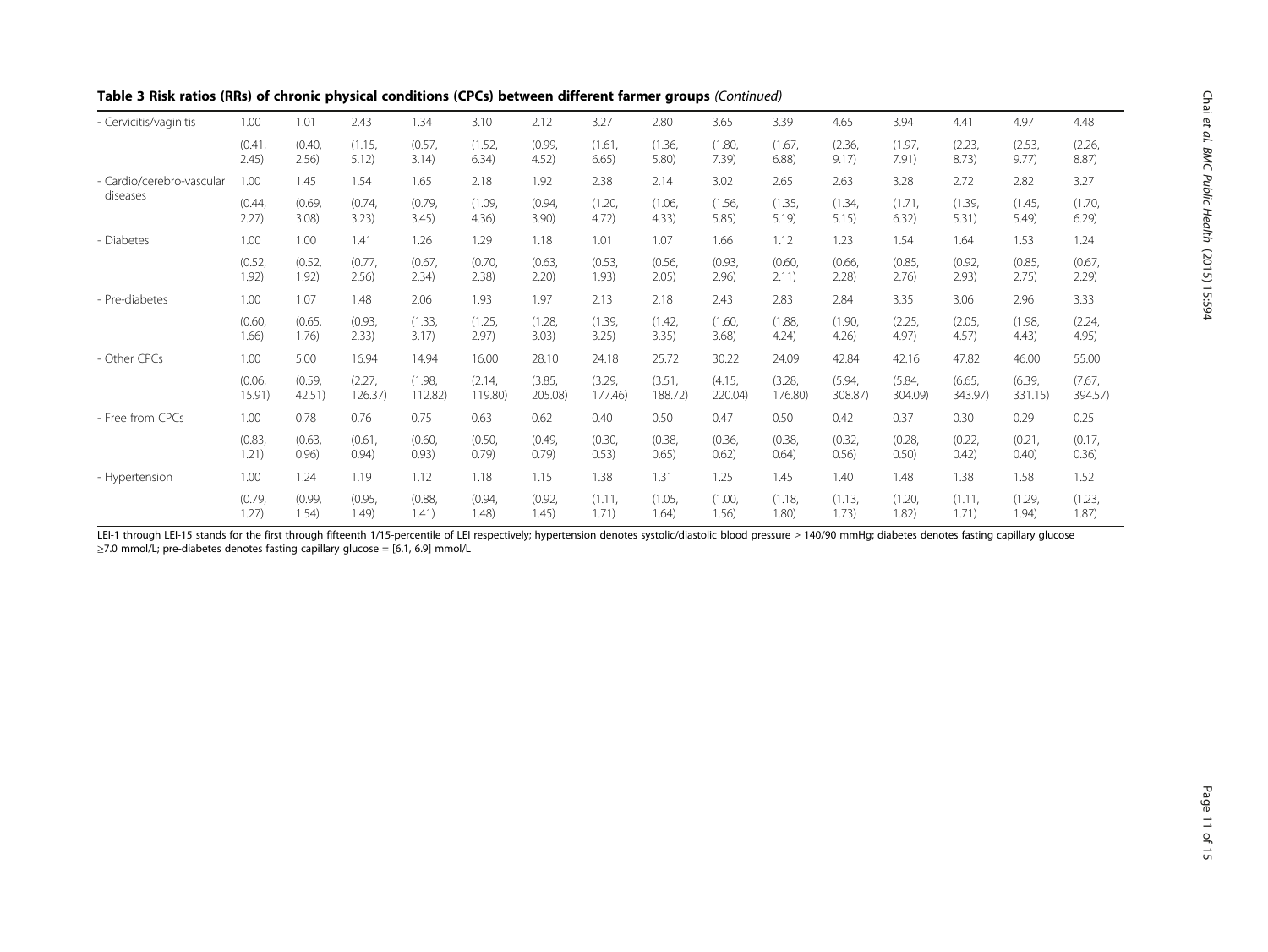**Table 3 Risk ratios (RRs) of chronic physical conditions (CPCs) between different farmer groups** *(Continued)*

| | | | | | | | | | | | | | | | |
|---|---|---|---|---|---|---|---|---|---|---|---|---|---|---|---|
| - Cervicitis/vaginitis | 1.00 | 1.01 | 2.43 | 1.34 | 3.10 | 2.12 | 3.27 | 2.80 | 3.65 | 3.39 | 4.65 | 3.94 | 4.41 | 4.97 | 4.48 |
| | (0.41, 2.45) | (0.40, 2.56) | (1.15, 5.12) | (0.57, 3.14) | (1.52, 6.34) | (0.99, 4.52) | (1.61, 6.65) | (1.36, 5.80) | (1.80, 7.39) | (1.67, 6.88) | (2.36, 9.17) | (1.97, 7.91) | (2.23, 8.73) | (2.53, 9.77) | (2.26, 8.87) |
| - Cardio/cerebro-vascular diseases | 1.00 | 1.45 | 1.54 | 1.65 | 2.18 | 1.92 | 2.38 | 2.14 | 3.02 | 2.65 | 2.63 | 3.28 | 2.72 | 2.82 | 3.27 |
| | (0.44, 2.27) | (0.69, 3.08) | (0.74, 3.23) | (0.79, 3.45) | (1.09, 4.36) | (0.94, 3.90) | (1.20, 4.72) | (1.06, 4.33) | (1.56, 5.85) | (1.35, 5.19) | (1.34, 5.15) | (1.71, 6.32) | (1.39, 5.31) | (1.45, 5.49) | (1.70, 6.29) |
| - Diabetes | 1.00 | 1.00 | 1.41 | 1.26 | 1.29 | 1.18 | 1.01 | 1.07 | 1.66 | 1.12 | 1.23 | 1.54 | 1.64 | 1.53 | 1.24 |
| | (0.52, 1.92) | (0.52, 1.92) | (0.77, 2.56) | (0.67, 2.34) | (0.70, 2.38) | (0.63, 2.20) | (0.53, 1.93) | (0.56, 2.05) | (0.93, 2.96) | (0.60, 2.11) | (0.66, 2.28) | (0.85, 2.76) | (0.92, 2.93) | (0.85, 2.75) | (0.67, 2.29) |
| - Pre-diabetes | 1.00 | 1.07 | 1.48 | 2.06 | 1.93 | 1.97 | 2.13 | 2.18 | 2.43 | 2.83 | 2.84 | 3.35 | 3.06 | 2.96 | 3.33 |
| | (0.60, 1.66) | (0.65, 1.76) | (0.93, 2.33) | (1.33, 3.17) | (1.25, 2.97) | (1.28, 3.03) | (1.39, 3.25) | (1.42, 3.35) | (1.60, 3.68) | (1.88, 4.24) | (1.90, 4.26) | (2.25, 4.97) | (2.05, 4.57) | (1.98, 4.43) | (2.24, 4.95) |
| - Other CPCs | 1.00 | 5.00 | 16.94 | 14.94 | 16.00 | 28.10 | 24.18 | 25.72 | 30.22 | 24.09 | 42.84 | 42.16 | 47.82 | 46.00 | 55.00 |
| | (0.06, 15.91) | (0.59, 42.51) | (2.27, 126.37) | (1.98, 112.82) | (2.14, 119.80) | (3.85, 205.08) | (3.29, 177.46) | (3.51, 188.72) | (4.15, 220.04) | (3.28, 176.80) | (5.94, 308.87) | (5.84, 304.09) | (6.65, 343.97) | (6.39, 331.15) | (7.67, 394.57) |
| - Free from CPCs | 1.00 | 0.78 | 0.76 | 0.75 | 0.63 | 0.62 | 0.40 | 0.50 | 0.47 | 0.50 | 0.42 | 0.37 | 0.30 | 0.29 | 0.25 |
| | (0.83, 1.21) | (0.63, 0.96) | (0.61, 0.94) | (0.60, 0.93) | (0.50, 0.79) | (0.49, 0.79) | (0.30, 0.53) | (0.38, 0.65) | (0.36, 0.62) | (0.38, 0.64) | (0.32, 0.56) | (0.28, 0.50) | (0.22, 0.42) | (0.21, 0.40) | (0.17, 0.36) |
| - Hypertension | 1.00 | 1.24 | 1.19 | 1.12 | 1.18 | 1.15 | 1.38 | 1.31 | 1.25 | 1.45 | 1.40 | 1.48 | 1.38 | 1.58 | 1.52 |
| | (0.79, 1.27) | (0.99, 1.54) | (0.95, 1.49) | (0.88, 1.41) | (0.94, 1.48) | (0.92, 1.45) | (1.11, 1.71) | (1.05, 1.64) | (1.00, 1.56) | (1.18, 1.80) | (1.13, 1.73) | (1.20, 1.82) | (1.11, 1.71) | (1.29, 1.94) | (1.23, 1.87) |

LEI-1 through LEI-15 stands for the first through fifteenth 1/15-percentile of LEI respectively; hypertension denotes systolic/diastolic blood pressure ≥ 140/90 mmHg; diabetes denotes fasting capillary glucose ≥7.0 mmol/L; pre-diabetes denotes fasting capillary glucose = [6.1, 6.9] mmol/L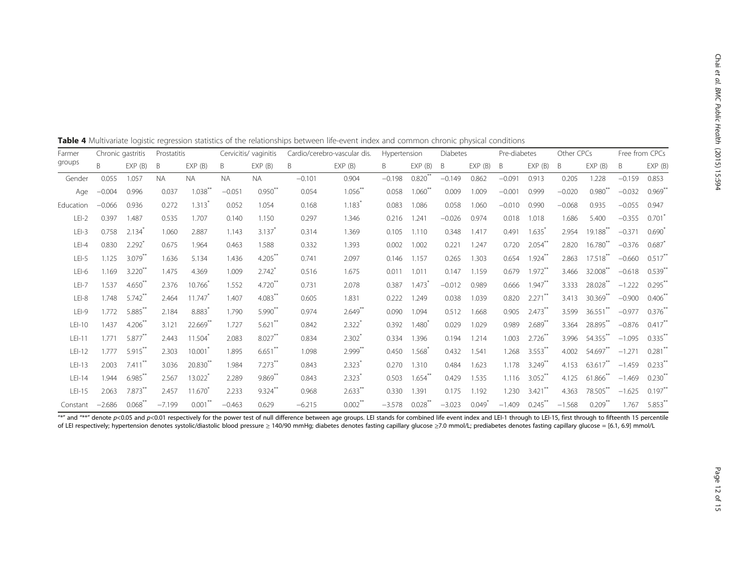**Table 4** Multivariate logistic regression statistics of the relationships between life-event index and common chronic physical conditions

| Farmer groups | Chronic gastritis | | Prostatitis | | Cervicitis/ vaginitis | | Cardio/cerebro-vascular dis. | | Hypertension | | Diabetes | | Pre-diabetes | | Other CPCs | | Free from CPCs | |
|---|---|---|---|---|---|---|---|---|---|---|---|---|---|---|---|---|---|---|
| | B | EXP (B) | B | EXP (B) | B | EXP (B) | B | EXP (B) | B | EXP (B) | B | EXP (B) | B | EXP (B) | B | EXP (B) | B | EXP (B) |
| Gender | 0.055 | 1.057 | NA | NA | NA | NA | −0.101 | 0.904 | −0.198 | 0.820** | −0.149 | 0.862 | −0.091 | 0.913 | 0.205 | 1.228 | −0.159 | 0.853 |
| Age | −0.004 | 0.996 | 0.037 | 1.038** | −0.051 | 0.950** | 0.054 | 1.056** | 0.058 | 1.060** | 0.009 | 1.009 | −0.001 | 0.999 | −0.020 | 0.980** | −0.032 | 0.969** |
| Education | −0.066 | 0.936 | 0.272 | 1.313* | 0.052 | 1.054 | 0.168 | 1.183* | 0.083 | 1.086 | 0.058 | 1.060 | −0.010 | 0.990 | −0.068 | 0.935 | −0.055 | 0.947 |
| LEI-2 | 0.397 | 1.487 | 0.535 | 1.707 | 0.140 | 1.150 | 0.297 | 1.346 | 0.216 | 1.241 | −0.026 | 0.974 | 0.018 | 1.018 | 1.686 | 5.400 | −0.355 | 0.701* |
| LEI-3 | 0.758 | 2.134* | 1.060 | 2.887 | 1.143 | 3.137* | 0.314 | 1.369 | 0.105 | 1.110 | 0.348 | 1.417 | 0.491 | 1.635* | 2.954 | 19.188** | −0.371 | 0.690* |
| LEI-4 | 0.830 | 2.292* | 0.675 | 1.964 | 0.463 | 1.588 | 0.332 | 1.393 | 0.002 | 1.002 | 0.221 | 1.247 | 0.720 | 2.054** | 2.820 | 16.780** | −0.376 | 0.687* |
| LEI-5 | 1.125 | 3.079** | 1.636 | 5.134 | 1.436 | 4.205** | 0.741 | 2.097 | 0.146 | 1.157 | 0.265 | 1.303 | 0.654 | 1.924** | 2.863 | 17.518** | −0.660 | 0.517** |
| LEI-6 | 1.169 | 3.220** | 1.475 | 4.369 | 1.009 | 2.742* | 0.516 | 1.675 | 0.011 | 1.011 | 0.147 | 1.159 | 0.679 | 1.972** | 3.466 | 32.008** | −0.618 | 0.539** |
| LEI-7 | 1.537 | 4.650** | 2.376 | 10.766* | 1.552 | 4.720** | 0.731 | 2.078 | 0.387 | 1.473* | −0.012 | 0.989 | 0.666 | 1.947** | 3.333 | 28.028** | −1.222 | 0.295** |
| LEI-8 | 1.748 | 5.742** | 2.464 | 11.747* | 1.407 | 4.083** | 0.605 | 1.831 | 0.222 | 1.249 | 0.038 | 1.039 | 0.820 | 2.271** | 3.413 | 30.369** | −0.900 | 0.406** |
| LEI-9 | 1.772 | 5.885** | 2.184 | 8.883* | 1.790 | 5.990** | 0.974 | 2.649** | 0.090 | 1.094 | 0.512 | 1.668 | 0.905 | 2.473** | 3.599 | 36.551** | −0.977 | 0.376** |
| LEI-10 | 1.437 | 4.206** | 3.121 | 22.669** | 1.727 | 5.621** | 0.842 | 2.322* | 0.392 | 1.480* | 0.029 | 1.029 | 0.989 | 2.689** | 3.364 | 28.895** | −0.876 | 0.417** |
| LEI-11 | 1.771 | 5.877** | 2.443 | 11.504* | 2.083 | 8.027** | 0.834 | 2.302* | 0.334 | 1.396 | 0.194 | 1.214 | 1.003 | 2.726** | 3.996 | 54.355** | −1.095 | 0.335** |
| LEI-12 | 1.777 | 5.915** | 2.303 | 10.001* | 1.895 | 6.651** | 1.098 | 2.999** | 0.450 | 1.568* | 0.432 | 1.541 | 1.268 | 3.553** | 4.002 | 54.697** | −1.271 | 0.281** |
| LEI-13 | 2.003 | 7.411** | 3.036 | 20.830** | 1.984 | 7.273** | 0.843 | 2.323* | 0.270 | 1.310 | 0.484 | 1.623 | 1.178 | 3.249** | 4.153 | 63.617** | −1.459 | 0.233** |
| LEI-14 | 1.944 | 6.985** | 2.567 | 13.022* | 2.289 | 9.869** | 0.843 | 2.323* | 0.503 | 1.654** | 0.429 | 1.535 | 1.116 | 3.052** | 4.125 | 61.866** | −1.469 | 0.230** |
| LEI-15 | 2.063 | 7.873** | 2.457 | 11.670* | 2.233 | 9.324** | 0.968 | 2.633** | 0.330 | 1.391 | 0.175 | 1.192 | 1.230 | 3.421** | 4.363 | 78.505** | −1.625 | 0.197** |
| Constant | −2.686 | 0.068** | −7.199 | 0.001** | −0.463 | 0.629 | −6.215 | 0.002** | −3.578 | 0.028** | −3.023 | 0.049* | −1.409 | 0.245** | −1.568 | 0.209** | 1.767 | 5.853** |

"*" and "**" denote $p<0.05$ and $p<0.01$ respectively for the power test of null difference between age groups. LEI stands for combined life event index and LEI-1 through to LEI-15, first through to fifteenth 15 percentile of LEI respectively; hypertension denotes systolic/diastolic blood pressure ≥ 140/90 mmHg; diabetes denotes fasting capillary glucose ≥7.0 mmol/L; prediabetes denotes fasting capillary glucose = [6.1, 6.9] mmol/L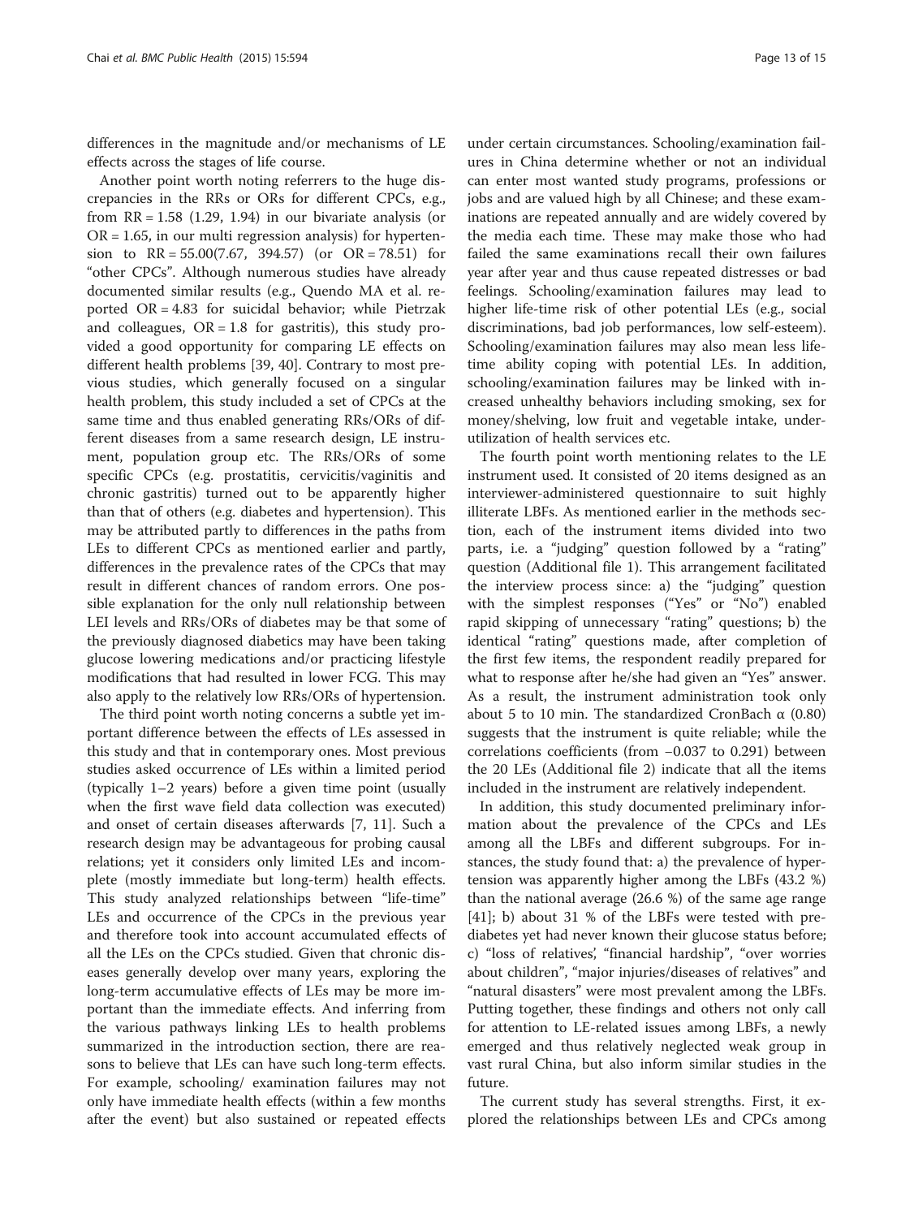differences in the magnitude and/or mechanisms of LE effects across the stages of life course.

Another point worth noting referrers to the huge discrepancies in the RRs or ORs for different CPCs, e.g., from RR = 1.58 (1.29, 1.94) in our bivariate analysis (or OR = 1.65, in our multi regression analysis) for hypertension to RR = 55.00(7.67, 394.57) (or OR = 78.51) for "other CPCs". Although numerous studies have already documented similar results (e.g., Quendo MA et al. reported OR = 4.83 for suicidal behavior; while Pietrzak and colleagues, OR = 1.8 for gastritis), this study provided a good opportunity for comparing LE effects on different health problems [39, 40]. Contrary to most previous studies, which generally focused on a singular health problem, this study included a set of CPCs at the same time and thus enabled generating RRs/ORs of different diseases from a same research design, LE instrument, population group etc. The RRs/ORs of some specific CPCs (e.g. prostatitis, cervicitis/vaginitis and chronic gastritis) turned out to be apparently higher than that of others (e.g. diabetes and hypertension). This may be attributed partly to differences in the paths from LEs to different CPCs as mentioned earlier and partly, differences in the prevalence rates of the CPCs that may result in different chances of random errors. One possible explanation for the only null relationship between LEI levels and RRs/ORs of diabetes may be that some of the previously diagnosed diabetics may have been taking glucose lowering medications and/or practicing lifestyle modifications that had resulted in lower FCG. This may also apply to the relatively low RRs/ORs of hypertension.

The third point worth noting concerns a subtle yet important difference between the effects of LEs assessed in this study and that in contemporary ones. Most previous studies asked occurrence of LEs within a limited period (typically 1–2 years) before a given time point (usually when the first wave field data collection was executed) and onset of certain diseases afterwards [7, 11]. Such a research design may be advantageous for probing causal relations; yet it considers only limited LEs and incomplete (mostly immediate but long-term) health effects. This study analyzed relationships between "life-time" LEs and occurrence of the CPCs in the previous year and therefore took into account accumulated effects of all the LEs on the CPCs studied. Given that chronic diseases generally develop over many years, exploring the long-term accumulative effects of LEs may be more important than the immediate effects. And inferring from the various pathways linking LEs to health problems summarized in the introduction section, there are reasons to believe that LEs can have such long-term effects. For example, schooling/ examination failures may not only have immediate health effects (within a few months after the event) but also sustained or repeated effects under certain circumstances. Schooling/examination failures in China determine whether or not an individual can enter most wanted study programs, professions or jobs and are valued high by all Chinese; and these examinations are repeated annually and are widely covered by the media each time. These may make those who had failed the same examinations recall their own failures year after year and thus cause repeated distresses or bad feelings. Schooling/examination failures may lead to higher life-time risk of other potential LEs (e.g., social discriminations, bad job performances, low self-esteem). Schooling/examination failures may also mean less lifetime ability coping with potential LEs. In addition, schooling/examination failures may be linked with increased unhealthy behaviors including smoking, sex for money/shelving, low fruit and vegetable intake, underutilization of health services etc.

The fourth point worth mentioning relates to the LE instrument used. It consisted of 20 items designed as an interviewer-administered questionnaire to suit highly illiterate LBFs. As mentioned earlier in the methods section, each of the instrument items divided into two parts, i.e. a "judging" question followed by a "rating" question (Additional file 1). This arrangement facilitated the interview process since: a) the "judging" question with the simplest responses ("Yes" or "No") enabled rapid skipping of unnecessary "rating" questions; b) the identical "rating" questions made, after completion of the first few items, the respondent readily prepared for what to response after he/she had given an "Yes" answer. As a result, the instrument administration took only about 5 to 10 min. The standardized CronBach α (0.80) suggests that the instrument is quite reliable; while the correlations coefficients (from −0.037 to 0.291) between the 20 LEs (Additional file 2) indicate that all the items included in the instrument are relatively independent.

In addition, this study documented preliminary information about the prevalence of the CPCs and LEs among all the LBFs and different subgroups. For instances, the study found that: a) the prevalence of hypertension was apparently higher among the LBFs (43.2 %) than the national average (26.6 %) of the same age range [41]; b) about 31 % of the LBFs were tested with prediabetes yet had never known their glucose status before; c) "loss of relatives', "financial hardship", "over worries about children", "major injuries/diseases of relatives" and "natural disasters" were most prevalent among the LBFs. Putting together, these findings and others not only call for attention to LE-related issues among LBFs, a newly emerged and thus relatively neglected weak group in vast rural China, but also inform similar studies in the future.

The current study has several strengths. First, it explored the relationships between LEs and CPCs among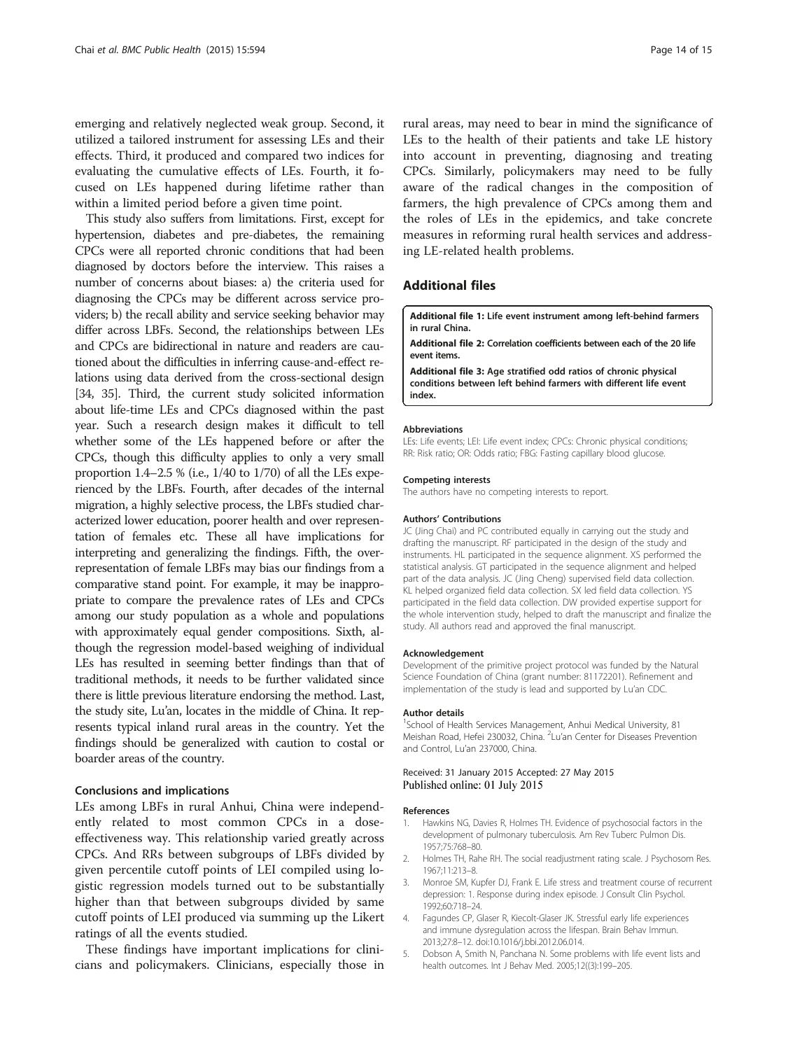emerging and relatively neglected weak group. Second, it utilized a tailored instrument for assessing LEs and their effects. Third, it produced and compared two indices for evaluating the cumulative effects of LEs. Fourth, it focused on LEs happened during lifetime rather than within a limited period before a given time point.

This study also suffers from limitations. First, except for hypertension, diabetes and pre-diabetes, the remaining CPCs were all reported chronic conditions that had been diagnosed by doctors before the interview. This raises a number of concerns about biases: a) the criteria used for diagnosing the CPCs may be different across service providers; b) the recall ability and service seeking behavior may differ across LBFs. Second, the relationships between LEs and CPCs are bidirectional in nature and readers are cautioned about the difficulties in inferring cause-and-effect relations using data derived from the cross-sectional design [34, 35]. Third, the current study solicited information about life-time LEs and CPCs diagnosed within the past year. Such a research design makes it difficult to tell whether some of the LEs happened before or after the CPCs, though this difficulty applies to only a very small proportion 1.4–2.5 % (i.e., 1/40 to 1/70) of all the LEs experienced by the LBFs. Fourth, after decades of the internal migration, a highly selective process, the LBFs studied characterized lower education, poorer health and over representation of females etc. These all have implications for interpreting and generalizing the findings. Fifth, the over-representation of female LBFs may bias our findings from a comparative stand point. For example, it may be inappropriate to compare the prevalence rates of LEs and CPCs among our study population as a whole and populations with approximately equal gender compositions. Sixth, although the regression model-based weighing of individual LEs has resulted in seeming better findings than that of traditional methods, it needs to be further validated since there is little previous literature endorsing the method. Last, the study site, Lu'an, locates in the middle of China. It represents typical inland rural areas in the country. Yet the findings should be generalized with caution to costal or boarder areas of the country.

## Conclusions and implications

LEs among LBFs in rural Anhui, China were independently related to most common CPCs in a dose-effectiveness way. This relationship varied greatly across CPCs. And RRs between subgroups of LBFs divided by given percentile cutoff points of LEI compiled using logistic regression models turned out to be substantially higher than that between subgroups divided by same cutoff points of LEI produced via summing up the Likert ratings of all the events studied.

These findings have important implications for clinicians and policymakers. Clinicians, especially those in rural areas, may need to bear in mind the significance of LEs to the health of their patients and take LE history into account in preventing, diagnosing and treating CPCs. Similarly, policymakers may need to be fully aware of the radical changes in the composition of farmers, the high prevalence of CPCs among them and the roles of LEs in the epidemics, and take concrete measures in reforming rural health services and addressing LE-related health problems.

## Additional files

**Additional file 1:** Life event instrument among left-behind farmers in rural China.

**Additional file 2:** Correlation coefficients between each of the 20 life event items.

**Additional file 3:** Age stratified odd ratios of chronic physical conditions between left behind farmers with different life event index.

#### Abbreviations

LEs: Life events; LEI: Life event index; CPCs: Chronic physical conditions; RR: Risk ratio; OR: Odds ratio; FBG: Fasting capillary blood glucose.

#### Competing interests

The authors have no competing interests to report.

#### Authors' Contributions

JC (Jing Chai) and PC contributed equally in carrying out the study and drafting the manuscript. RF participated in the design of the study and instruments. HL participated in the sequence alignment. XS performed the statistical analysis. GT participated in the sequence alignment and helped part of the data analysis. JC (Jing Cheng) supervised field data collection. KL helped organized field data collection. SX led field data collection. YS participated in the field data collection. DW provided expertise support for the whole intervention study, helped to draft the manuscript and finalize the study. All authors read and approved the final manuscript.

#### Acknowledgement

Development of the primitive project protocol was funded by the Natural Science Foundation of China (grant number: 81172201). Refinement and implementation of the study is lead and supported by Lu'an CDC.

#### Author details

[1]School of Health Services Management, Anhui Medical University, 81 Meishan Road, Hefei 230032, China. [2]Lu'an Center for Diseases Prevention and Control, Lu'an 237000, China.

Received: 31 January 2015 Accepted: 27 May 2015
Published online: 01 July 2015

#### References

1. Hawkins NG, Davies R, Holmes TH. Evidence of psychosocial factors in the development of pulmonary tuberculosis. Am Rev Tuberc Pulmon Dis. 1957;75:768–80.
2. Holmes TH, Rahe RH. The social readjustment rating scale. J Psychosom Res. 1967;11:213–8.
3. Monroe SM, Kupfer DJ, Frank E. Life stress and treatment course of recurrent depression: 1. Response during index episode. J Consult Clin Psychol. 1992;60:718–24.
4. Fagundes CP, Glaser R, Kiecolt-Glaser JK. Stressful early life experiences and immune dysregulation across the lifespan. Brain Behav Immun. 2013;27:8–12. doi:10.1016/j.bbi.2012.06.014.
5. Dobson A, Smith N, Panchana N. Some problems with life event lists and health outcomes. Int J Behav Med. 2005;12((3):199–205.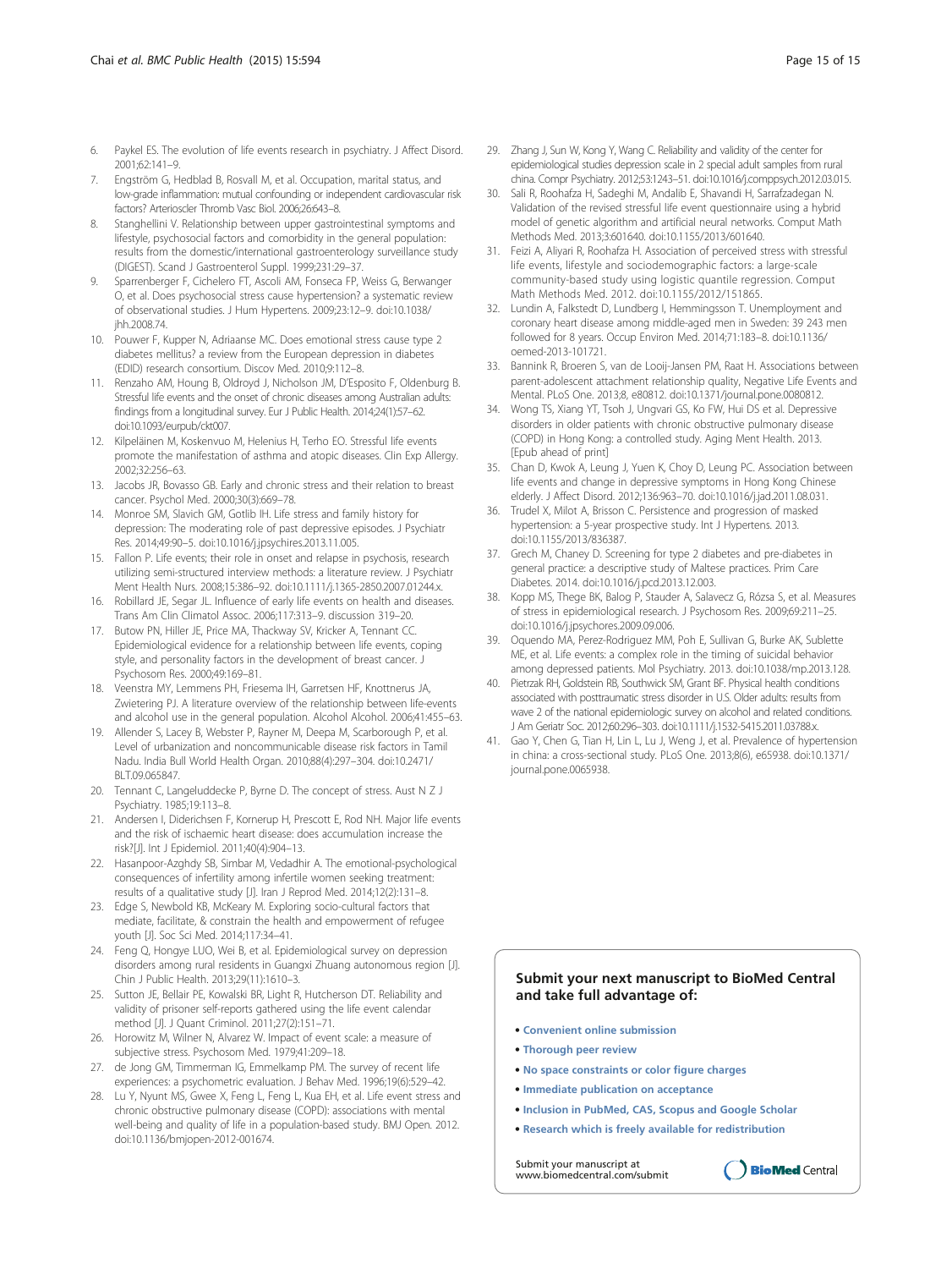6. Paykel ES. The evolution of life events research in psychiatry. J Affect Disord. 2001;62:141–9.
7. Engström G, Hedblad B, Rosvall M, et al. Occupation, marital status, and low-grade inflammation: mutual confounding or independent cardiovascular risk factors? Arterioscler Thromb Vasc Biol. 2006;26:643–8.
8. Stanghellini V. Relationship between upper gastrointestinal symptoms and lifestyle, psychosocial factors and comorbidity in the general population: results from the domestic/international gastroenterology surveillance study (DIGEST). Scand J Gastroenterol Suppl. 1999;231:29–37.
9. Sparrenberger F, Cichelero FT, Ascoli AM, Fonseca FP, Weiss G, Berwanger O, et al. Does psychosocial stress cause hypertension? a systematic review of observational studies. J Hum Hypertens. 2009;23:12–9. doi:10.1038/jhh.2008.74.
10. Pouwer F, Kupper N, Adriaanse MC. Does emotional stress cause type 2 diabetes mellitus? a review from the European depression in diabetes (EDID) research consortium. Discov Med. 2010;9:112–8.
11. Renzaho AM, Houng B, Oldroyd J, Nicholson JM, D'Esposito F, Oldenburg B. Stressful life events and the onset of chronic diseases among Australian adults: findings from a longitudinal survey. Eur J Public Health. 2014;24(1):57–62. doi:10.1093/eurpub/ckt007.
12. Kilpeläinen M, Koskenvuo M, Helenius H, Terho EO. Stressful life events promote the manifestation of asthma and atopic diseases. Clin Exp Allergy. 2002;32:256–63.
13. Jacobs JR, Bovasso GB. Early and chronic stress and their relation to breast cancer. Psychol Med. 2000;30(3):669–78.
14. Monroe SM, Slavich GM, Gotlib IH. Life stress and family history for depression: The moderating role of past depressive episodes. J Psychiatr Res. 2014;49:90–5. doi:10.1016/j.jpsychires.2013.11.005.
15. Fallon P. Life events; their role in onset and relapse in psychosis, research utilizing semi-structured interview methods: a literature review. J Psychiatr Ment Health Nurs. 2008;15:386–92. doi:10.1111/j.1365-2850.2007.01244.x.
16. Robillard JE, Segar JL. Influence of early life events on health and diseases. Trans Am Clin Climatol Assoc. 2006;117:313–9. discussion 319–20.
17. Butow PN, Hiller JE, Price MA, Thackway SV, Kricker A, Tennant CC. Epidemiological evidence for a relationship between life events, coping style, and personality factors in the development of breast cancer. J Psychosom Res. 2000;49:169–81.
18. Veenstra MY, Lemmens PH, Friesema IH, Garretsen HF, Knottnerus JA, Zwietering PJ. A literature overview of the relationship between life-events and alcohol use in the general population. Alcohol Alcohol. 2006;41:455–63.
19. Allender S, Lacey B, Webster P, Rayner M, Deepa M, Scarborough P, et al. Level of urbanization and noncommunicable disease risk factors in Tamil Nadu. India Bull World Health Organ. 2010;88(4):297–304. doi:10.2471/BLT.09.065847.
20. Tennant C, Langeluddecke P, Byrne D. The concept of stress. Aust N Z J Psychiatry. 1985;19:113–8.
21. Andersen I, Diderichsen F, Kornerup H, Prescott E, Rod NH. Major life events and the risk of ischaemic heart disease: does accumulation increase the risk?[J]. Int J Epidemiol. 2011;40(4):904–13.
22. Hasanpoor-Azghdy SB, Simbar M, Vedadhir A. The emotional-psychological consequences of infertility among infertile women seeking treatment: results of a qualitative study [J]. Iran J Reprod Med. 2014;12(2):131–8.
23. Edge S, Newbold KB, McKeary M. Exploring socio-cultural factors that mediate, facilitate, & constrain the health and empowerment of refugee youth [J]. Soc Sci Med. 2014;117:34–41.
24. Feng Q, Hongye LUO, Wei B, et al. Epidemiological survey on depression disorders among rural residents in Guangxi Zhuang autonomous region [J]. Chin J Public Health. 2013;29(11):1610–3.
25. Sutton JE, Bellair PE, Kowalski BR, Light R, Hutcherson DT. Reliability and validity of prisoner self-reports gathered using the life event calendar method [J]. J Quant Criminol. 2011;27(2):151–71.
26. Horowitz M, Wilner N, Alvarez W. Impact of event scale: a measure of subjective stress. Psychosom Med. 1979;41:209–18.
27. de Jong GM, Timmerman IG, Emmelkamp PM. The survey of recent life experiences: a psychometric evaluation. J Behav Med. 1996;19(6):529–42.
28. Lu Y, Nyunt MS, Gwee X, Feng L, Feng L, Kua EH, et al. Life event stress and chronic obstructive pulmonary disease (COPD): associations with mental well-being and quality of life in a population-based study. BMJ Open. 2012. doi:10.1136/bmjopen-2012-001674.
29. Zhang J, Sun W, Kong Y, Wang C. Reliability and validity of the center for epidemiological studies depression scale in 2 special adult samples from rural china. Compr Psychiatry. 2012;53:1243–51. doi:10.1016/j.comppsych.2012.03.015.
30. Sali R, Roohafza H, Sadeghi M, Andalib E, Shavandi H, Sarrafzadegan N. Validation of the revised stressful life event questionnaire using a hybrid model of genetic algorithm and artificial neural networks. Comput Math Methods Med. 2013;3:601640. doi:10.1155/2013/601640.
31. Feizi A, Aliyari R, Roohafza H. Association of perceived stress with stressful life events, lifestyle and sociodemographic factors: a large-scale community-based study using logistic quantile regression. Comput Math Methods Med. 2012. doi:10.1155/2012/151865.
32. Lundin A, Falkstedt D, Lundberg I, Hemmingsson T. Unemployment and coronary heart disease among middle-aged men in Sweden: 39 243 men followed for 8 years. Occup Environ Med. 2014;71:183–8. doi:10.1136/oemed-2013-101721.
33. Bannink R, Broeren S, van de Looij-Jansen PM, Raat H. Associations between parent-adolescent attachment relationship quality, Negative Life Events and Mental. PLoS One. 2013;8, e80812. doi:10.1371/journal.pone.0080812.
34. Wong TS, Xiang YT, Tsoh J, Ungvari GS, Ko FW, Hui DS et al. Depressive disorders in older patients with chronic obstructive pulmonary disease (COPD) in Hong Kong: a controlled study. Aging Ment Health. 2013. [Epub ahead of print]
35. Chan D, Kwok A, Leung J, Yuen K, Choy D, Leung PC. Association between life events and change in depressive symptoms in Hong Kong Chinese elderly. J Affect Disord. 2012;136:963–70. doi:10.1016/j.jad.2011.08.031.
36. Trudel X, Milot A, Brisson C. Persistence and progression of masked hypertension: a 5-year prospective study. Int J Hypertens. 2013. doi:10.1155/2013/836387.
37. Grech M, Chaney D. Screening for type 2 diabetes and pre-diabetes in general practice: a descriptive study of Maltese practices. Prim Care Diabetes. 2014. doi:10.1016/j.pcd.2013.12.003.
38. Kopp MS, Thege BK, Balog P, Stauder A, Salavecz G, Rózsa S, et al. Measures of stress in epidemiological research. J Psychosom Res. 2009;69:211–25. doi:10.1016/j.jpsychores.2009.09.006.
39. Oquendo MA, Perez-Rodriguez MM, Poh E, Sullivan G, Burke AK, Sublette ME, et al. Life events: a complex role in the timing of suicidal behavior among depressed patients. Mol Psychiatry. 2013. doi:10.1038/mp.2013.128.
40. Pietrzak RH, Goldstein RB, Southwick SM, Grant BF. Physical health conditions associated with posttraumatic stress disorder in U.S. Older adults: results from wave 2 of the national epidemiologic survey on alcohol and related conditions. J Am Geriatr Soc. 2012;60:296–303. doi:10.1111/j.1532-5415.2011.03788.x.
41. Gao Y, Chen G, Tian H, Lin L, Lu J, Weng J, et al. Prevalence of hypertension in china: a cross-sectional study. PLoS One. 2013;8(6), e65938. doi:10.1371/journal.pone.0065938.

**Submit your next manuscript to BioMed Central and take full advantage of:**

- **Convenient online submission**
- **Thorough peer review**
- **No space constraints or color figure charges**
- **Immediate publication on acceptance**
- **Inclusion in PubMed, CAS, Scopus and Google Scholar**
- **Research which is freely available for redistribution**

Submit your manuscript at
www.biomedcentral.com/submit

BioMed Central